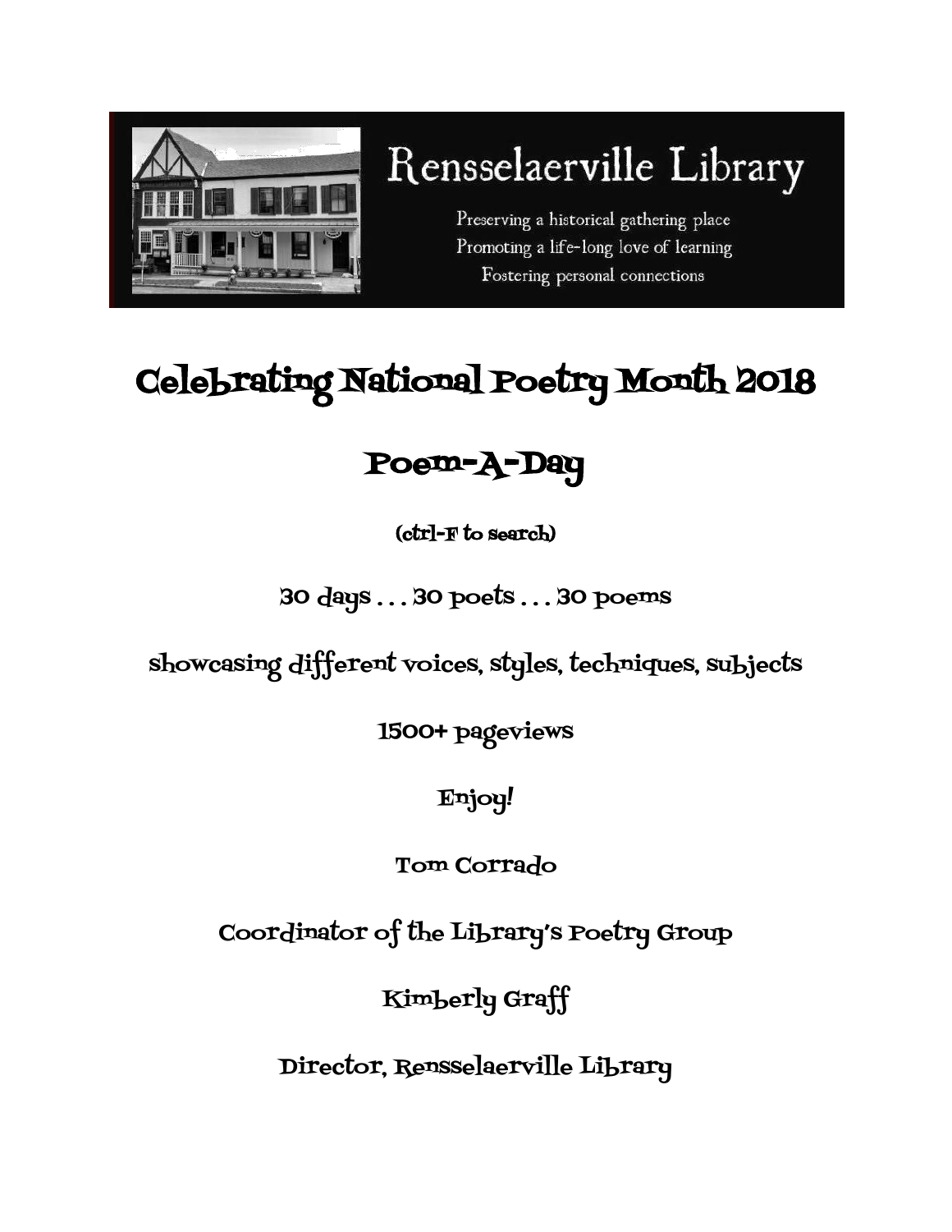# Rensselaerville Library

Preserving a historical gathering place
Promoting a life-long love of learning
Fostering personal connections

# Celebrating National Poetry Month 2018

## Poem-A-Day

(ctrl-F to search)

30 days . . . 30 poets . . . 30 poems

showcasing different voices, styles, techniques, subjects

1500+ pageviews

Enjoy!

Tom Corrado

Coordinator of the Library's Poetry Group

Kimberly Graff

Director, Rensselaerville Library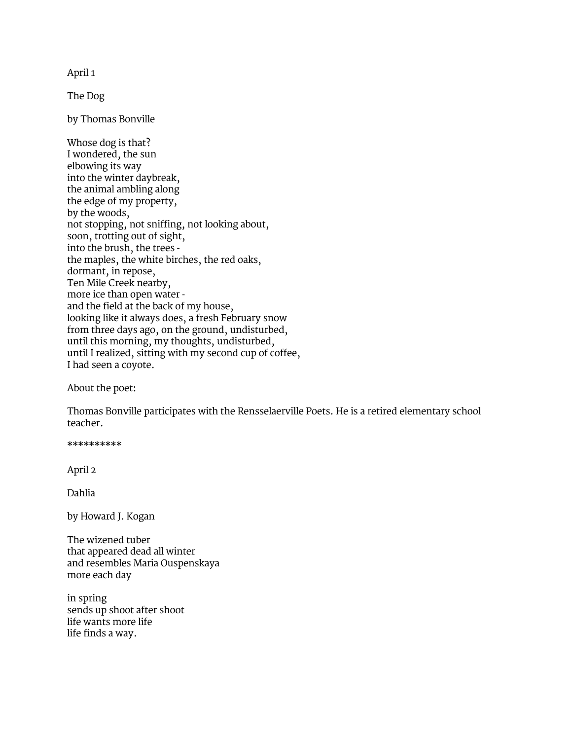April 1

The Dog

by Thomas Bonville

Whose dog is that?  
I wondered, the sun  
elbowing its way  
into the winter daybreak,  
the animal ambling along  
the edge of my property,  
by the woods,  
not stopping, not sniffing, not looking about,  
soon, trotting out of sight,  
into the brush, the trees -  
the maples, the white birches, the red oaks,  
dormant, in repose,  
Ten Mile Creek nearby,  
more ice than open water -  
and the field at the back of my house,  
looking like it always does, a fresh February snow  
from three days ago, on the ground, undisturbed,  
until this morning, my thoughts, undisturbed,  
until I realized, sitting with my second cup of coffee,  
I had seen a coyote.

About the poet:

Thomas Bonville participates with the Rensselaerville Poets. He is a retired elementary school teacher.

**********

April 2

Dahlia

by Howard J. Kogan

The wizened tuber  
that appeared dead all winter  
and resembles Maria Ouspenskaya  
more each day

in spring  
sends up shoot after shoot  
life wants more life  
life finds a way.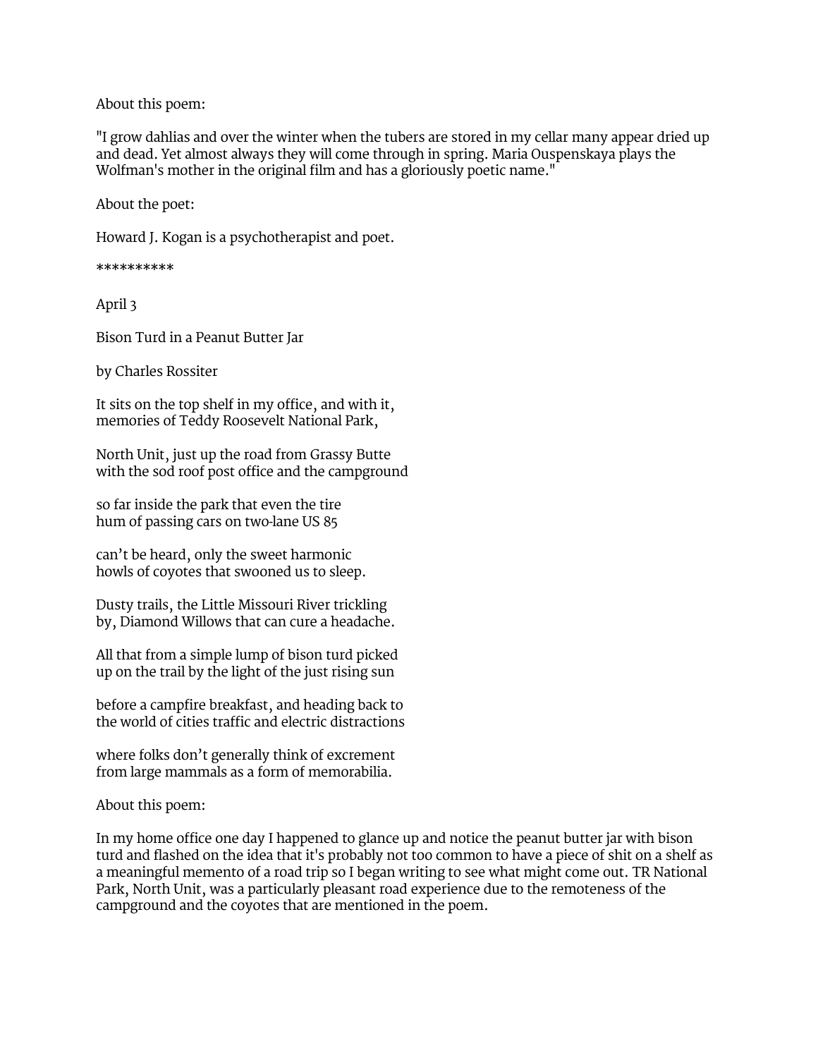About this poem:

"I grow dahlias and over the winter when the tubers are stored in my cellar many appear dried up and dead. Yet almost always they will come through in spring. Maria Ouspenskaya plays the Wolfman's mother in the original film and has a gloriously poetic name."

About the poet:

Howard J. Kogan is a psychotherapist and poet.

**********

April 3

Bison Turd in a Peanut Butter Jar

by Charles Rossiter

It sits on the top shelf in my office, and with it,
memories of Teddy Roosevelt National Park,

North Unit, just up the road from Grassy Butte
with the sod roof post office and the campground

so far inside the park that even the tire
hum of passing cars on two-lane US 85

can't be heard, only the sweet harmonic
howls of coyotes that swooned us to sleep.

Dusty trails, the Little Missouri River trickling
by, Diamond Willows that can cure a headache.

All that from a simple lump of bison turd picked
up on the trail by the light of the just rising sun

before a campfire breakfast, and heading back to
the world of cities traffic and electric distractions

where folks don't generally think of excrement
from large mammals as a form of memorabilia.

About this poem:

In my home office one day I happened to glance up and notice the peanut butter jar with bison turd and flashed on the idea that it's probably not too common to have a piece of shit on a shelf as a meaningful memento of a road trip so I began writing to see what might come out. TR National Park, North Unit, was a particularly pleasant road experience due to the remoteness of the campground and the coyotes that are mentioned in the poem.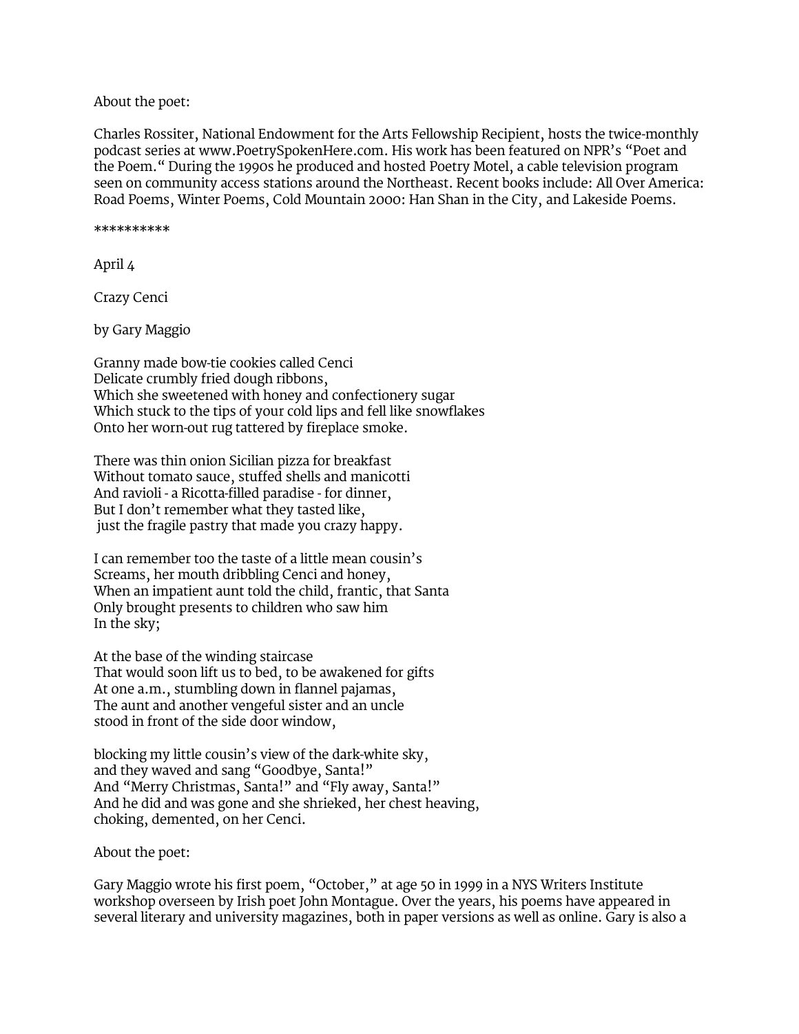About the poet:

Charles Rossiter, National Endowment for the Arts Fellowship Recipient, hosts the twice-monthly podcast series at www.PoetrySpokenHere.com. His work has been featured on NPR's "Poet and the Poem." During the 1990s he produced and hosted Poetry Motel, a cable television program seen on community access stations around the Northeast. Recent books include: All Over America: Road Poems, Winter Poems, Cold Mountain 2000: Han Shan in the City, and Lakeside Poems.

**********

April 4

Crazy Cenci

by Gary Maggio

Granny made bow-tie cookies called Cenci  
Delicate crumbly fried dough ribbons,  
Which she sweetened with honey and confectionery sugar  
Which stuck to the tips of your cold lips and fell like snowflakes  
Onto her worn-out rug tattered by fireplace smoke.

There was thin onion Sicilian pizza for breakfast  
Without tomato sauce, stuffed shells and manicotti  
And ravioli - a Ricotta-filled paradise - for dinner,  
But I don't remember what they tasted like,  
just the fragile pastry that made you crazy happy.

I can remember too the taste of a little mean cousin's  
Screams, her mouth dribbling Cenci and honey,  
When an impatient aunt told the child, frantic, that Santa  
Only brought presents to children who saw him  
In the sky;

At the base of the winding staircase  
That would soon lift us to bed, to be awakened for gifts  
At one a.m., stumbling down in flannel pajamas,  
The aunt and another vengeful sister and an uncle  
stood in front of the side door window,

blocking my little cousin's view of the dark-white sky,  
and they waved and sang "Goodbye, Santa!"  
And "Merry Christmas, Santa!" and "Fly away, Santa!"  
And he did and was gone and she shrieked, her chest heaving,  
choking, demented, on her Cenci.

About the poet:

Gary Maggio wrote his first poem, "October," at age 50 in 1999 in a NYS Writers Institute workshop overseen by Irish poet John Montague. Over the years, his poems have appeared in several literary and university magazines, both in paper versions as well as online. Gary is also a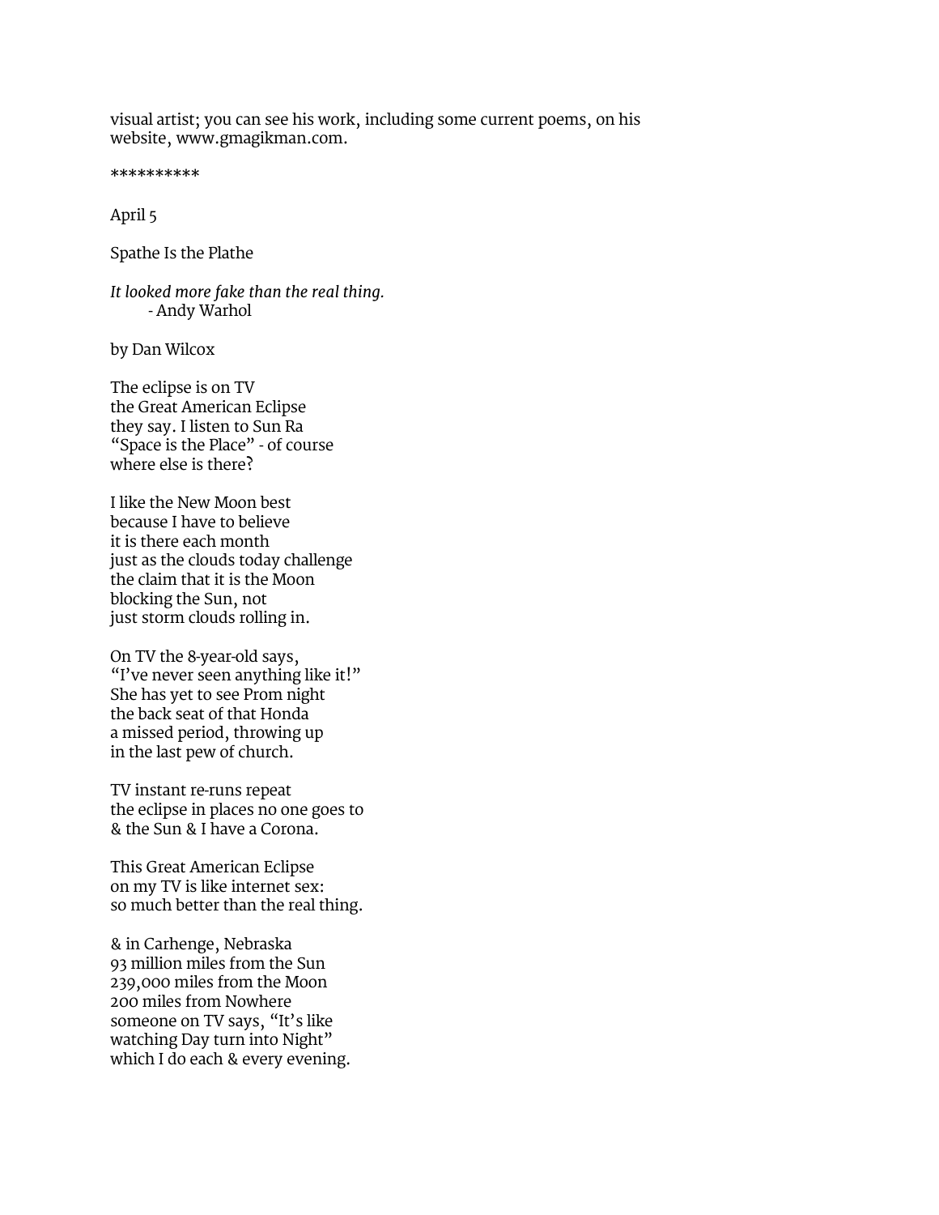visual artist; you can see his work, including some current poems, on his website, www.gmagikman.com.

**********

April 5

Spathe Is the Plathe

*It looked more fake than the real thing.*
- Andy Warhol

by Dan Wilcox

The eclipse is on TV
the Great American Eclipse
they say. I listen to Sun Ra
“Space is the Place” - of course
where else is there?

I like the New Moon best
because I have to believe
it is there each month
just as the clouds today challenge
the claim that it is the Moon
blocking the Sun, not
just storm clouds rolling in.

On TV the 8-year-old says,
“I’ve never seen anything like it!”
She has yet to see Prom night
the back seat of that Honda
a missed period, throwing up
in the last pew of church.

TV instant re-runs repeat
the eclipse in places no one goes to
& the Sun & I have a Corona.

This Great American Eclipse
on my TV is like internet sex:
so much better than the real thing.

& in Carhenge, Nebraska
93 million miles from the Sun
239,000 miles from the Moon
200 miles from Nowhere
someone on TV says, “It’s like
watching Day turn into Night”
which I do each & every evening.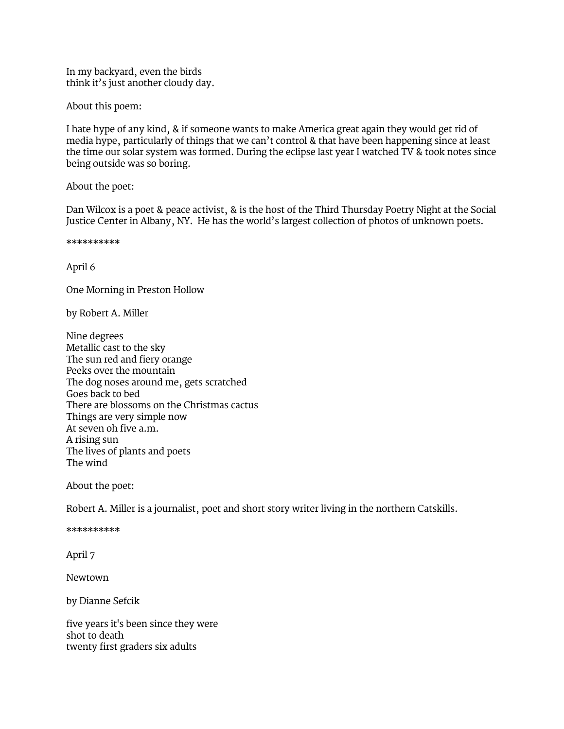In my backyard, even the birds  
think it's just another cloudy day.

About this poem:

I hate hype of any kind, & if someone wants to make America great again they would get rid of media hype, particularly of things that we can't control & that have been happening since at least the time our solar system was formed. During the eclipse last year I watched TV & took notes since being outside was so boring.

About the poet:

Dan Wilcox is a poet & peace activist, & is the host of the Third Thursday Poetry Night at the Social Justice Center in Albany, NY. He has the world's largest collection of photos of unknown poets.

**********

April 6

One Morning in Preston Hollow

by Robert A. Miller

Nine degrees  
Metallic cast to the sky  
The sun red and fiery orange  
Peeks over the mountain  
The dog noses around me, gets scratched  
Goes back to bed  
There are blossoms on the Christmas cactus  
Things are very simple now  
At seven oh five a.m.  
A rising sun  
The lives of plants and poets  
The wind

About the poet:

Robert A. Miller is a journalist, poet and short story writer living in the northern Catskills.

**********

April 7

Newtown

by Dianne Sefcik

five years it's been since they were  
shot to death  
twenty first graders six adults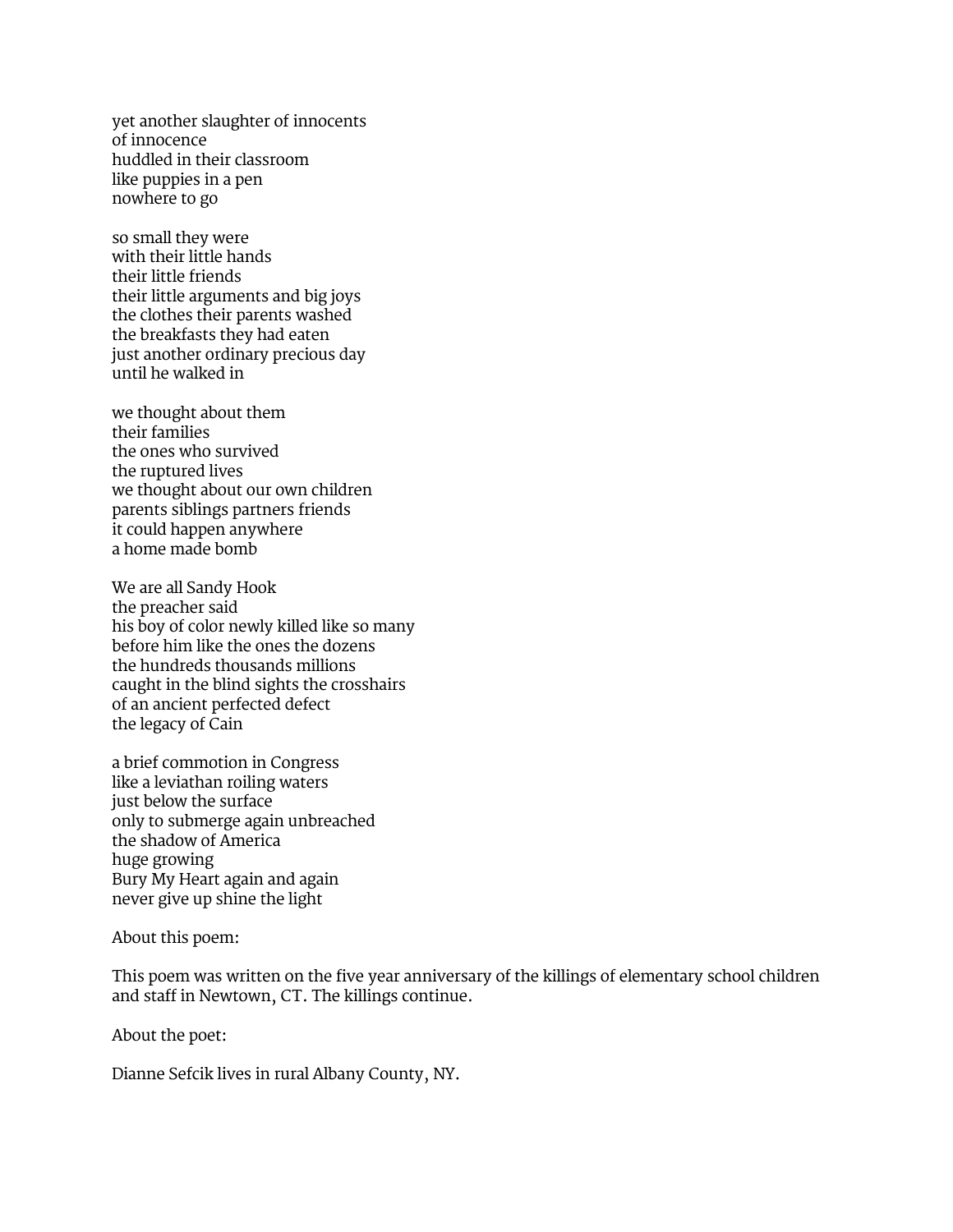yet another slaughter of innocents
of innocence
huddled in their classroom
like puppies in a pen
nowhere to go

so small they were
with their little hands
their little friends
their little arguments and big joys
the clothes their parents washed
the breakfasts they had eaten
just another ordinary precious day
until he walked in

we thought about them
their families
the ones who survived
the ruptured lives
we thought about our own children
parents siblings partners friends
it could happen anywhere
a home made bomb

We are all Sandy Hook
the preacher said
his boy of color newly killed like so many
before him like the ones the dozens
the hundreds thousands millions
caught in the blind sights the crosshairs
of an ancient perfected defect
the legacy of Cain

a brief commotion in Congress
like a leviathan roiling waters
just below the surface
only to submerge again unbreached
the shadow of America
huge growing
Bury My Heart again and again
never give up shine the light

About this poem:

This poem was written on the five year anniversary of the killings of elementary school children and staff in Newtown, CT. The killings continue.

About the poet:

Dianne Sefcik lives in rural Albany County, NY.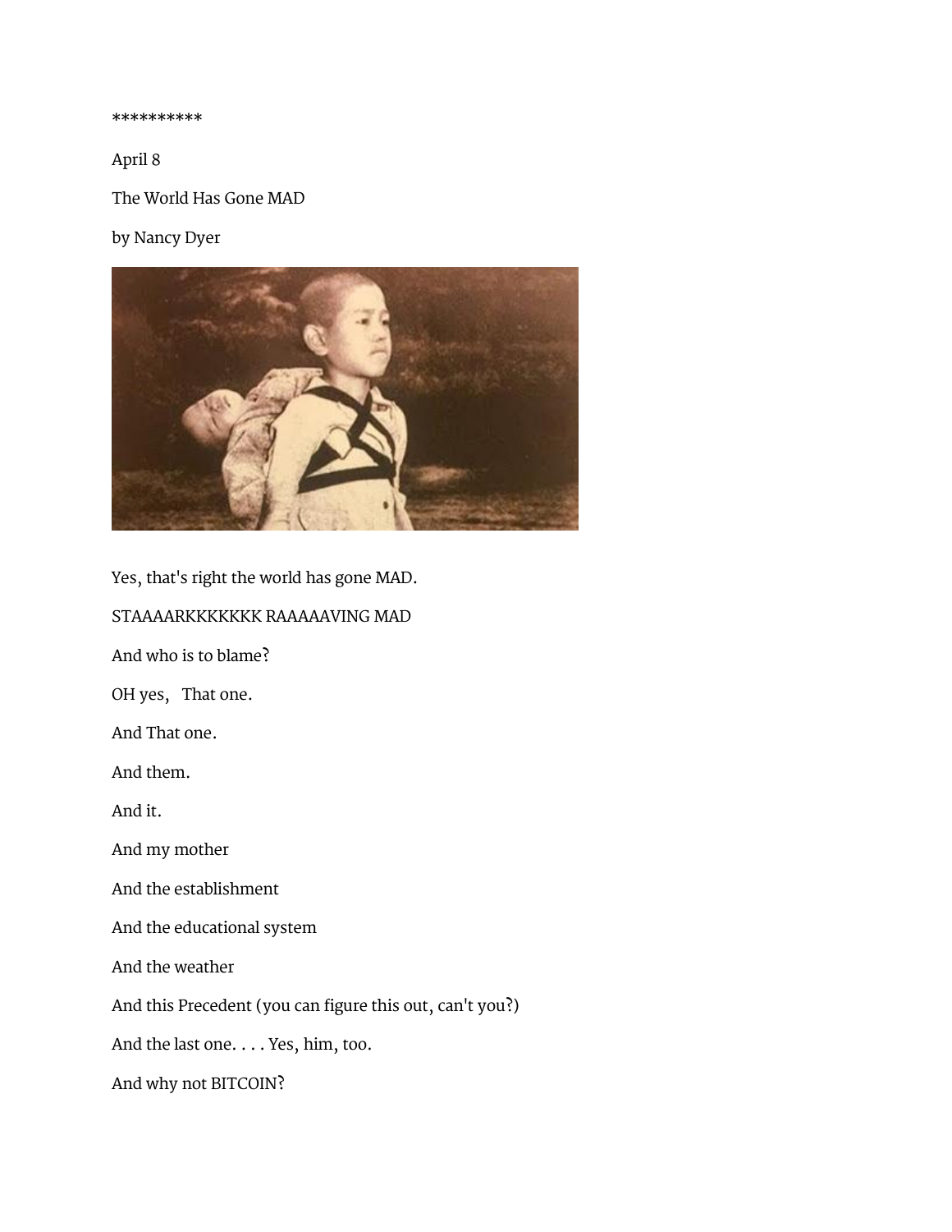**********

April 8

The World Has Gone MAD

by Nancy Dyer

Yes, that's right the world has gone MAD.

STAAAARKKKKKKK RAAAAAVING MAD

And who is to blame?

OH yes,   That one.

And That one.

And them.

And it.

And my mother

And the establishment

And the educational system

And the weather

And this Precedent (you can figure this out, can't you?)

And the last one. . . . Yes, him, too.

And why not BITCOIN?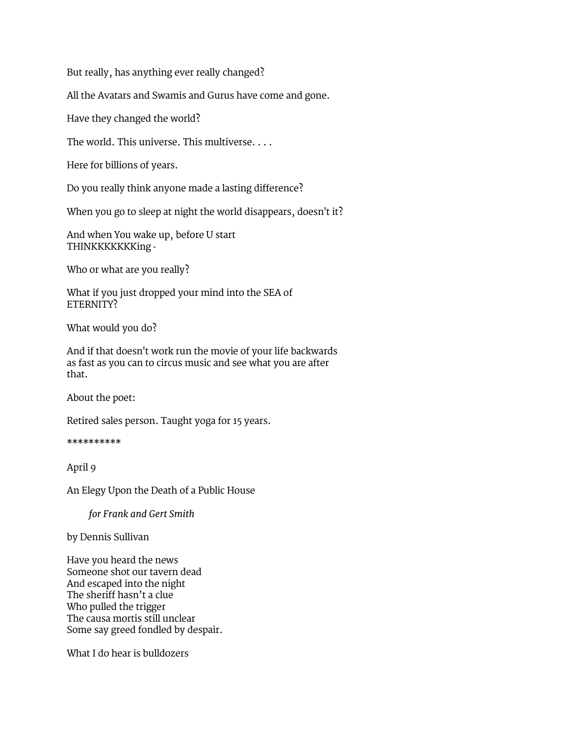But really, has anything ever really changed?

All the Avatars and Swamis and Gurus have come and gone.

Have they changed the world?

The world. This universe. This multiverse. . . .

Here for billions of years.

Do you really think anyone made a lasting difference?

When you go to sleep at night the world disappears, doesn't it?

And when You wake up, before U start  
THINKKKKKKKing -

Who or what are you really?

What if you just dropped your mind into the SEA of  
ETERNITY?

What would you do?

And if that doesn't work run the movie of your life backwards as fast as you can to circus music and see what you are after that.

About the poet:

Retired sales person. Taught yoga for 15 years.

**********

April 9

An Elegy Upon the Death of a Public House

*for Frank and Gert Smith*

by Dennis Sullivan

Have you heard the news  
Someone shot our tavern dead  
And escaped into the night  
The sheriff hasn't a clue  
Who pulled the trigger  
The causa mortis still unclear  
Some say greed fondled by despair.

What I do hear is bulldozers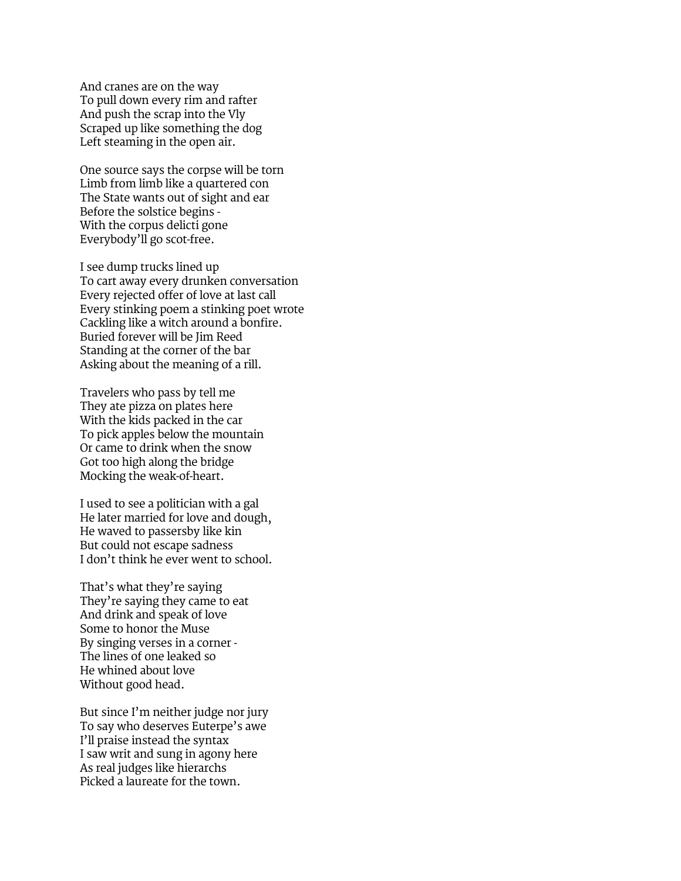And cranes are on the way  
To pull down every rim and rafter  
And push the scrap into the Vly  
Scraped up like something the dog  
Left steaming in the open air.

One source says the corpse will be torn  
Limb from limb like a quartered con  
The State wants out of sight and ear  
Before the solstice begins -  
With the corpus delicti gone  
Everybody'll go scot-free.

I see dump trucks lined up  
To cart away every drunken conversation  
Every rejected offer of love at last call  
Every stinking poem a stinking poet wrote  
Cackling like a witch around a bonfire.  
Buried forever will be Jim Reed  
Standing at the corner of the bar  
Asking about the meaning of a rill.

Travelers who pass by tell me  
They ate pizza on plates here  
With the kids packed in the car  
To pick apples below the mountain  
Or came to drink when the snow  
Got too high along the bridge  
Mocking the weak-of-heart.

I used to see a politician with a gal  
He later married for love and dough,  
He waved to passersby like kin  
But could not escape sadness  
I don't think he ever went to school.

That's what they're saying  
They're saying they came to eat  
And drink and speak of love  
Some to honor the Muse  
By singing verses in a corner -  
The lines of one leaked so  
He whined about love  
Without good head.

But since I'm neither judge nor jury  
To say who deserves Euterpe's awe  
I'll praise instead the syntax  
I saw writ and sung in agony here  
As real judges like hierarchs  
Picked a laureate for the town.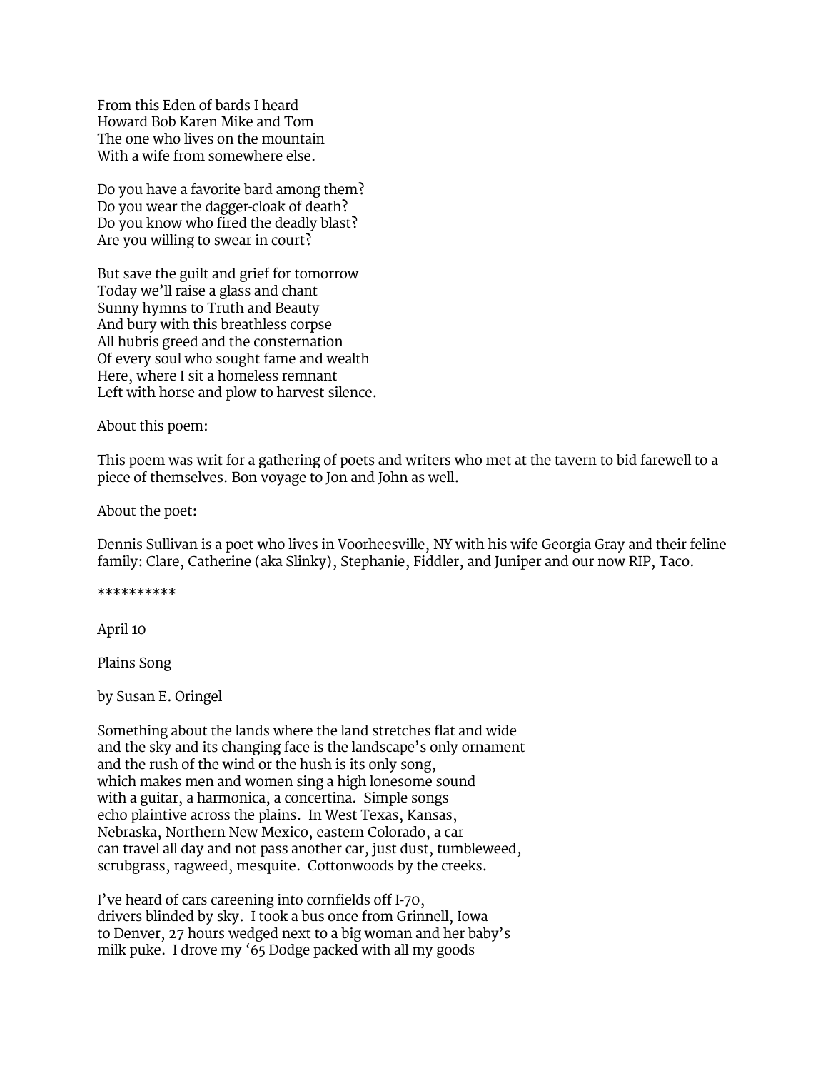From this Eden of bards I heard  
Howard Bob Karen Mike and Tom  
The one who lives on the mountain  
With a wife from somewhere else.

Do you have a favorite bard among them?  
Do you wear the dagger-cloak of death?  
Do you know who fired the deadly blast?  
Are you willing to swear in court?

But save the guilt and grief for tomorrow  
Today we'll raise a glass and chant  
Sunny hymns to Truth and Beauty  
And bury with this breathless corpse  
All hubris greed and the consternation  
Of every soul who sought fame and wealth  
Here, where I sit a homeless remnant  
Left with horse and plow to harvest silence.

About this poem:

This poem was writ for a gathering of poets and writers who met at the tavern to bid farewell to a piece of themselves. Bon voyage to Jon and John as well.

About the poet:

Dennis Sullivan is a poet who lives in Voorheesville, NY with his wife Georgia Gray and their feline family: Clare, Catherine (aka Slinky), Stephanie, Fiddler, and Juniper and our now RIP, Taco.

**********

April 10

Plains Song

by Susan E. Oringel

Something about the lands where the land stretches flat and wide  
and the sky and its changing face is the landscape's only ornament  
and the rush of the wind or the hush is its only song,  
which makes men and women sing a high lonesome sound  
with a guitar, a harmonica, a concertina. Simple songs  
echo plaintive across the plains. In West Texas, Kansas,  
Nebraska, Northern New Mexico, eastern Colorado, a car  
can travel all day and not pass another car, just dust, tumbleweed,  
scrubgrass, ragweed, mesquite. Cottonwoods by the creeks.

I've heard of cars careening into cornfields off I-70,  
drivers blinded by sky. I took a bus once from Grinnell, Iowa  
to Denver, 27 hours wedged next to a big woman and her baby's  
milk puke. I drove my '65 Dodge packed with all my goods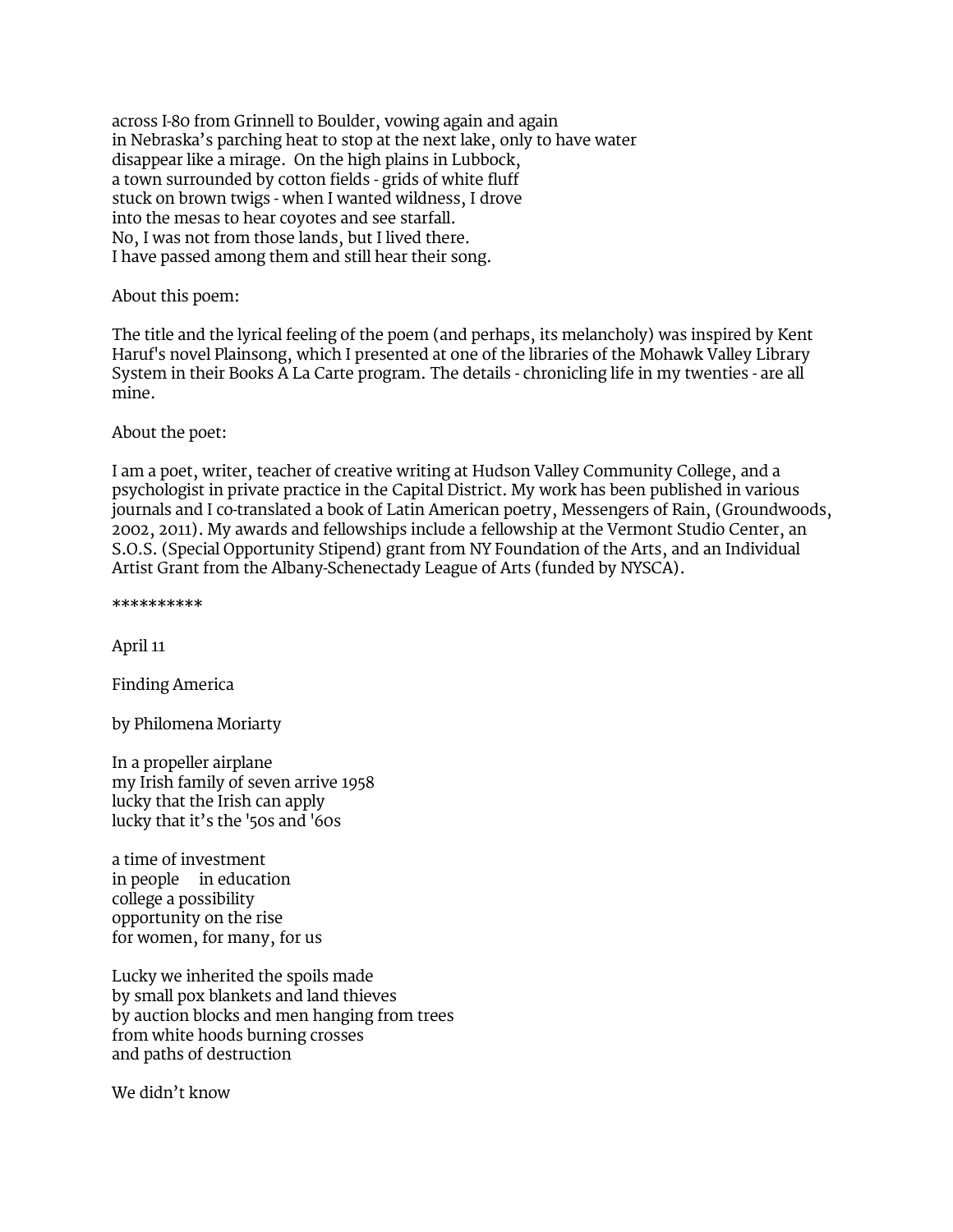across I-80 from Grinnell to Boulder, vowing again and again
in Nebraska's parching heat to stop at the next lake, only to have water
disappear like a mirage.  On the high plains in Lubbock,
a town surrounded by cotton fields - grids of white fluff
stuck on brown twigs - when I wanted wildness, I drove
into the mesas to hear coyotes and see starfall.
No, I was not from those lands, but I lived there.
I have passed among them and still hear their song.

About this poem:

The title and the lyrical feeling of the poem (and perhaps, its melancholy) was inspired by Kent Haruf's novel Plainsong, which I presented at one of the libraries of the Mohawk Valley Library System in their Books A La Carte program. The details - chronicling life in my twenties - are all mine.

About the poet:

I am a poet, writer, teacher of creative writing at Hudson Valley Community College, and a psychologist in private practice in the Capital District. My work has been published in various journals and I co-translated a book of Latin American poetry, Messengers of Rain, (Groundwoods, 2002, 2011). My awards and fellowships include a fellowship at the Vermont Studio Center, an S.O.S. (Special Opportunity Stipend) grant from NY Foundation of the Arts, and an Individual Artist Grant from the Albany-Schenectady League of Arts (funded by NYSCA).

**********

April 11

Finding America

by Philomena Moriarty

In a propeller airplane
my Irish family of seven arrive 1958
lucky that the Irish can apply
lucky that it's the '50s and '60s

a time of investment
in people     in education
college a possibility
opportunity on the rise
for women, for many, for us

Lucky we inherited the spoils made
by small pox blankets and land thieves
by auction blocks and men hanging from trees
from white hoods burning crosses
and paths of destruction

We didn't know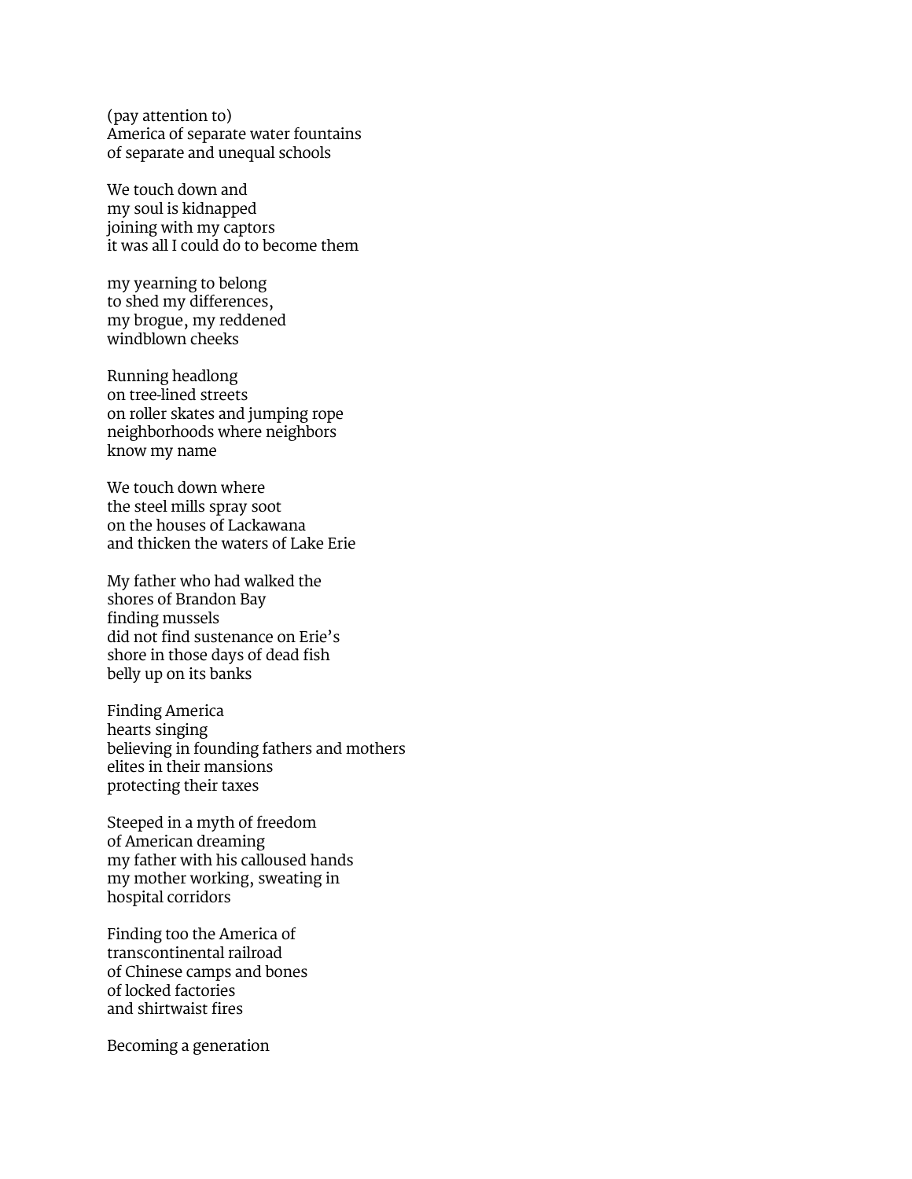(pay attention to)
America of separate water fountains
of separate and unequal schools

We touch down and
my soul is kidnapped
joining with my captors
it was all I could do to become them

my yearning to belong
to shed my differences,
my brogue, my reddened
windblown cheeks

Running headlong
on tree-lined streets
on roller skates and jumping rope
neighborhoods where neighbors
know my name

We touch down where
the steel mills spray soot
on the houses of Lackawana
and thicken the waters of Lake Erie

My father who had walked the
shores of Brandon Bay
finding mussels
did not find sustenance on Erie's
shore in those days of dead fish
belly up on its banks

Finding America
hearts singing
believing in founding fathers and mothers
elites in their mansions
protecting their taxes

Steeped in a myth of freedom
of American dreaming
my father with his calloused hands
my mother working, sweating in
hospital corridors

Finding too the America of
transcontinental railroad
of Chinese camps and bones
of locked factories
and shirtwaist fires

Becoming a generation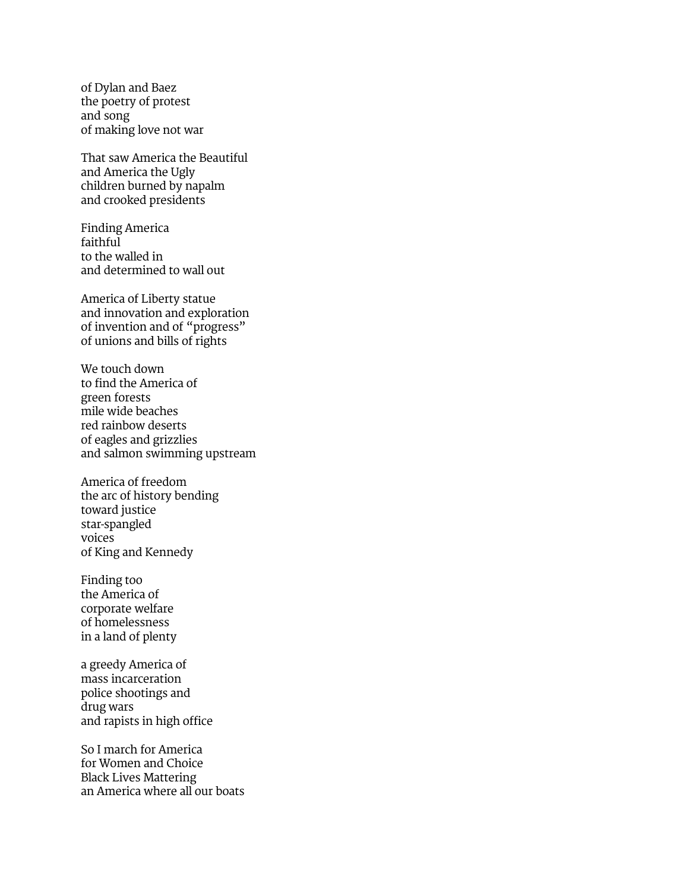of Dylan and Baez
the poetry of protest
and song
of making love not war

That saw America the Beautiful
and America the Ugly
children burned by napalm
and crooked presidents

Finding America
faithful
to the walled in
and determined to wall out

America of Liberty statue
and innovation and exploration
of invention and of "progress"
of unions and bills of rights

We touch down
to find the America of
green forests
mile wide beaches
red rainbow deserts
of eagles and grizzlies
and salmon swimming upstream

America of freedom
the arc of history bending
toward justice
star-spangled
voices
of King and Kennedy

Finding too
the America of
corporate welfare
of homelessness
in a land of plenty

a greedy America of
mass incarceration
police shootings and
drug wars
and rapists in high office

So I march for America
for Women and Choice
Black Lives Mattering
an America where all our boats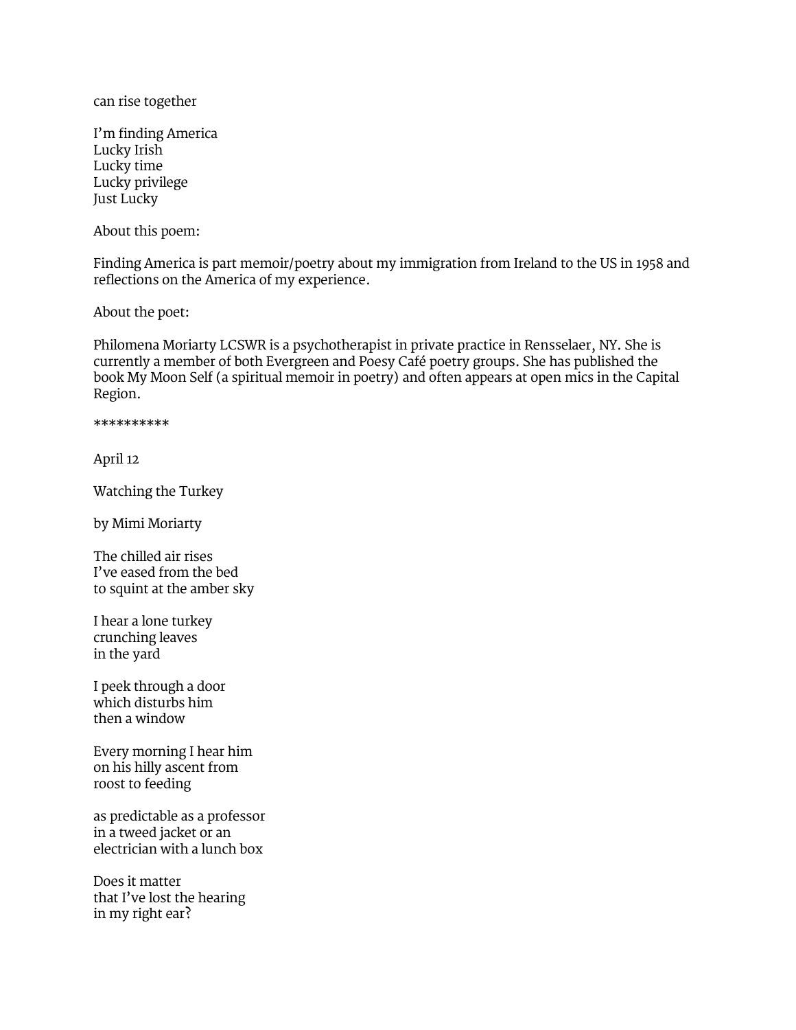can rise together

I’m finding America  
Lucky Irish  
Lucky time  
Lucky privilege  
Just Lucky

About this poem:

Finding America is part memoir/poetry about my immigration from Ireland to the US in 1958 and reflections on the America of my experience.

About the poet:

Philomena Moriarty LCSWR is a psychotherapist in private practice in Rensselaer, NY. She is currently a member of both Evergreen and Poesy Café poetry groups. She has published the book My Moon Self (a spiritual memoir in poetry) and often appears at open mics in the Capital Region.

**********

April 12

Watching the Turkey

by Mimi Moriarty

The chilled air rises  
I’ve eased from the bed  
to squint at the amber sky

I hear a lone turkey  
crunching leaves  
in the yard

I peek through a door  
which disturbs him  
then a window

Every morning I hear him  
on his hilly ascent from  
roost to feeding

as predictable as a professor  
in a tweed jacket or an  
electrician with a lunch box

Does it matter  
that I’ve lost the hearing  
in my right ear?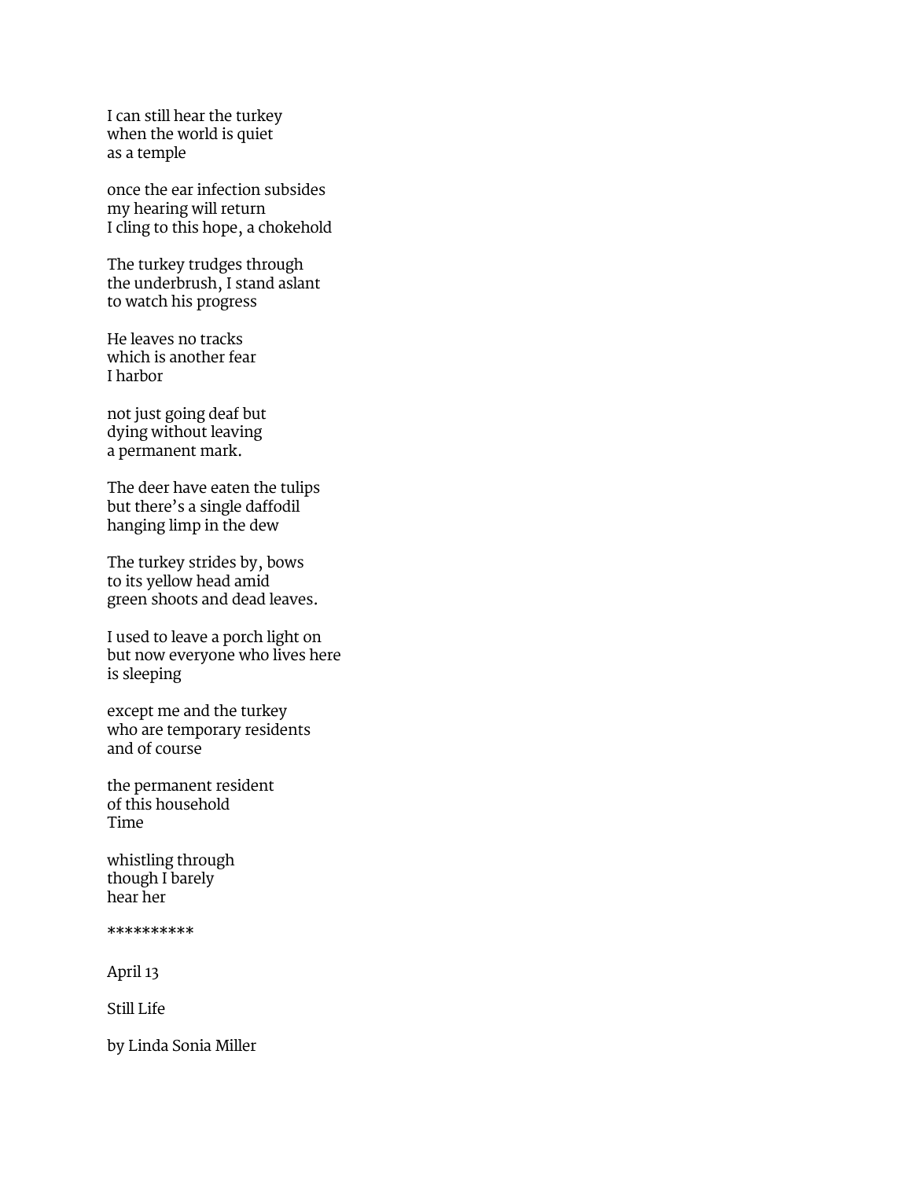I can still hear the turkey  
when the world is quiet  
as a temple

once the ear infection subsides  
my hearing will return  
I cling to this hope, a chokehold

The turkey trudges through  
the underbrush, I stand aslant  
to watch his progress

He leaves no tracks  
which is another fear  
I harbor

not just going deaf but  
dying without leaving  
a permanent mark.

The deer have eaten the tulips  
but there's a single daffodil  
hanging limp in the dew

The turkey strides by, bows  
to its yellow head amid  
green shoots and dead leaves.

I used to leave a porch light on  
but now everyone who lives here  
is sleeping

except me and the turkey  
who are temporary residents  
and of course

the permanent resident  
of this household  
Time

whistling through  
though I barely  
hear her

**********

April 13

Still Life

by Linda Sonia Miller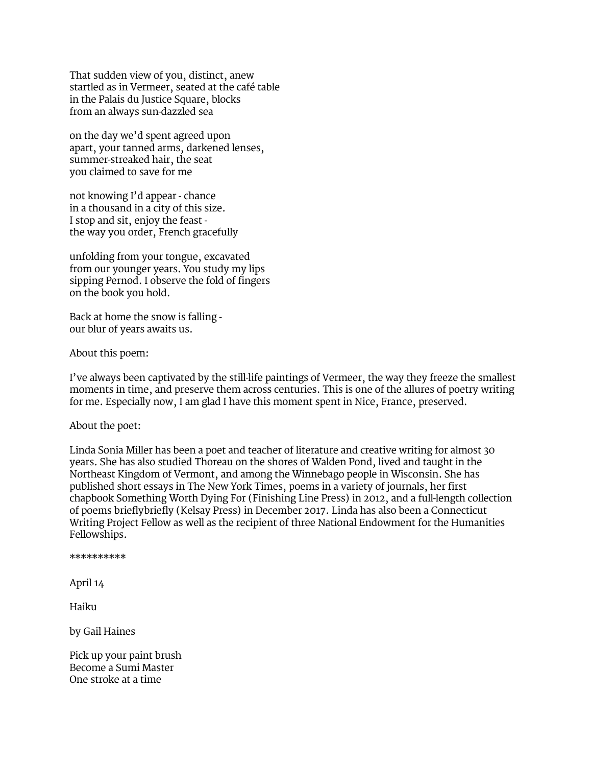That sudden view of you, distinct, anew
startled as in Vermeer, seated at the café table
in the Palais du Justice Square, blocks
from an always sun-dazzled sea

on the day we'd spent agreed upon
apart, your tanned arms, darkened lenses,
summer-streaked hair, the seat
you claimed to save for me

not knowing I'd appear - chance
in a thousand in a city of this size.
I stop and sit, enjoy the feast -
the way you order, French gracefully

unfolding from your tongue, excavated
from our younger years. You study my lips
sipping Pernod. I observe the fold of fingers
on the book you hold.

Back at home the snow is falling -
our blur of years awaits us.

About this poem:

I've always been captivated by the still-life paintings of Vermeer, the way they freeze the smallest moments in time, and preserve them across centuries. This is one of the allures of poetry writing for me. Especially now, I am glad I have this moment spent in Nice, France, preserved.

About the poet:

Linda Sonia Miller has been a poet and teacher of literature and creative writing for almost 30 years. She has also studied Thoreau on the shores of Walden Pond, lived and taught in the Northeast Kingdom of Vermont, and among the Winnebago people in Wisconsin. She has published short essays in The New York Times, poems in a variety of journals, her first chapbook Something Worth Dying For (Finishing Line Press) in 2012, and a full-length collection of poems brieflybriefly (Kelsay Press) in December 2017. Linda has also been a Connecticut Writing Project Fellow as well as the recipient of three National Endowment for the Humanities Fellowships.

**********

April 14

Haiku

by Gail Haines

Pick up your paint brush
Become a Sumi Master
One stroke at a time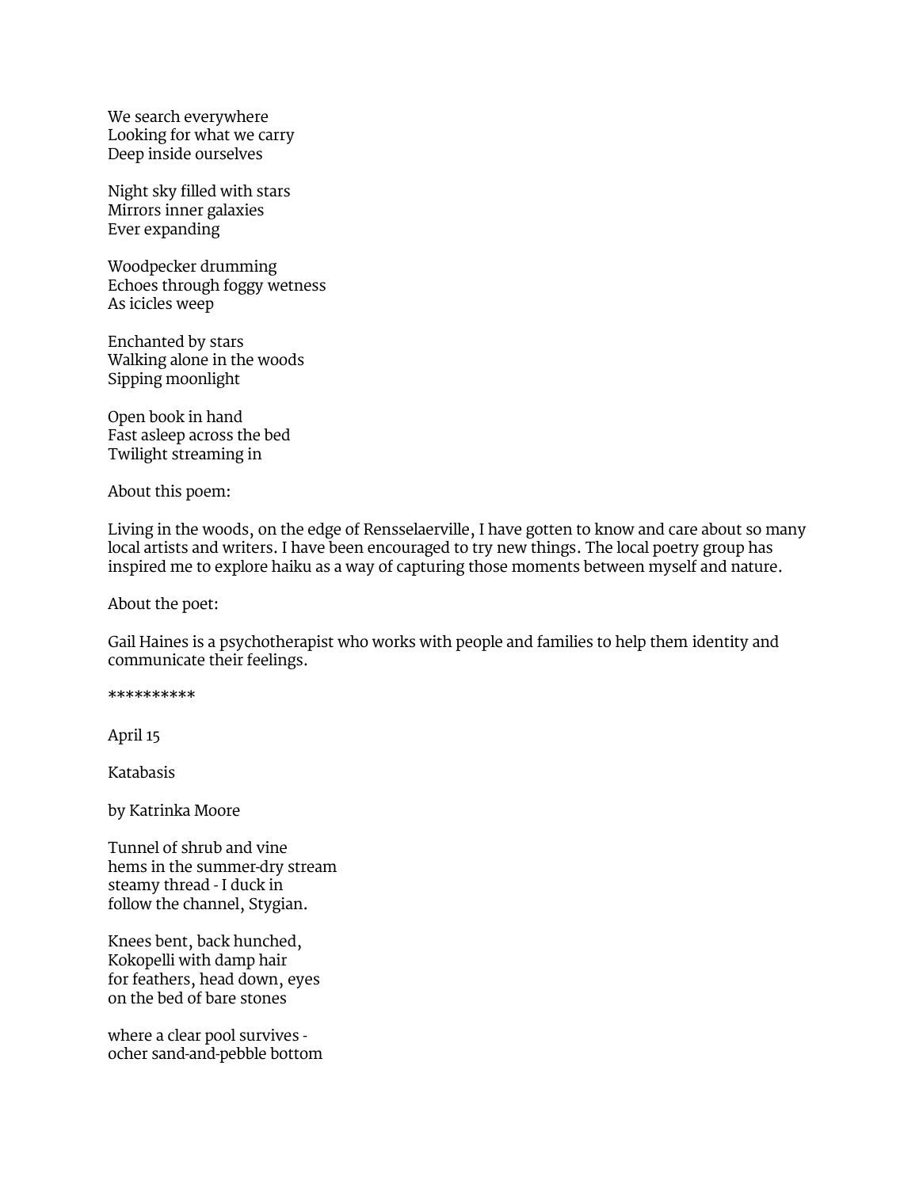We search everywhere  
Looking for what we carry  
Deep inside ourselves

Night sky filled with stars  
Mirrors inner galaxies  
Ever expanding

Woodpecker drumming  
Echoes through foggy wetness  
As icicles weep

Enchanted by stars  
Walking alone in the woods  
Sipping moonlight

Open book in hand  
Fast asleep across the bed  
Twilight streaming in

About this poem:

Living in the woods, on the edge of Rensselaerville, I have gotten to know and care about so many local artists and writers. I have been encouraged to try new things. The local poetry group has inspired me to explore haiku as a way of capturing those moments between myself and nature.

About the poet:

Gail Haines is a psychotherapist who works with people and families to help them identity and communicate their feelings.

**********

April 15

Katabasis

by Katrinka Moore

Tunnel of shrub and vine  
hems in the summer-dry stream  
steamy thread - I duck in  
follow the channel, Stygian.

Knees bent, back hunched,  
Kokopelli with damp hair  
for feathers, head down, eyes  
on the bed of bare stones

where a clear pool survives -  
ocher sand-and-pebble bottom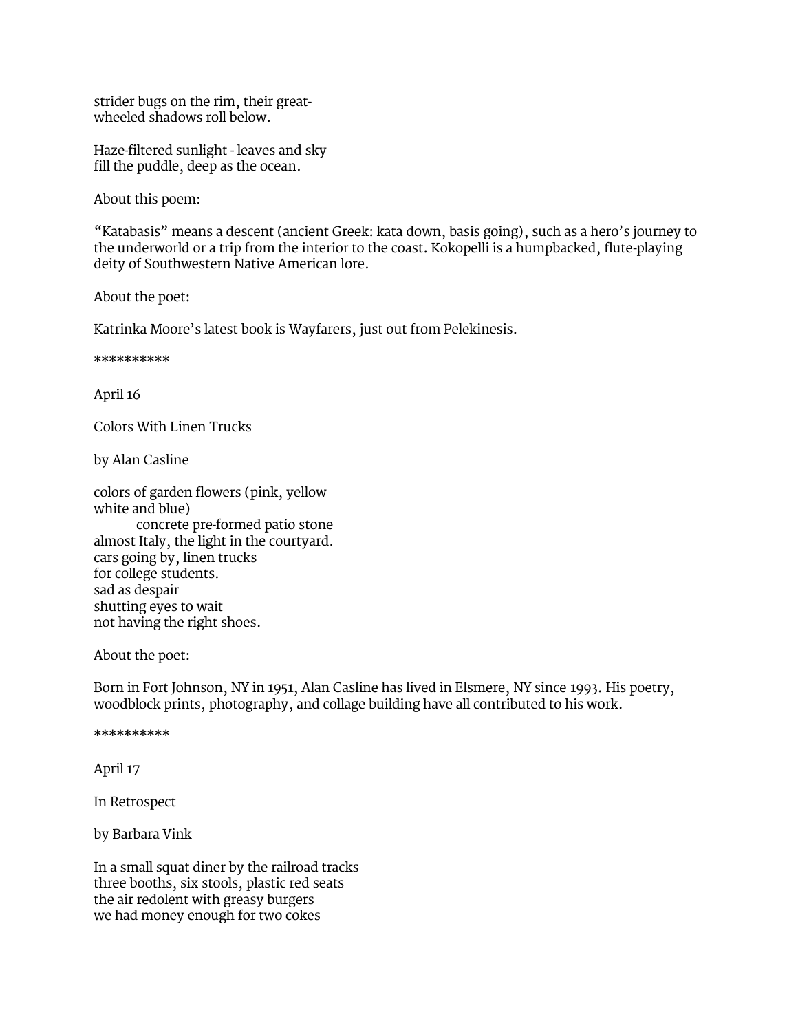strider bugs on the rim, their great-
wheeled shadows roll below.

Haze-filtered sunlight - leaves and sky
fill the puddle, deep as the ocean.

About this poem:

"Katabasis" means a descent (ancient Greek: kata down, basis going), such as a hero's journey to the underworld or a trip from the interior to the coast. Kokopelli is a humpbacked, flute-playing deity of Southwestern Native American lore.

About the poet:

Katrinka Moore's latest book is Wayfarers, just out from Pelekinesis.

**********

April 16

Colors With Linen Trucks

by Alan Casline

colors of garden flowers (pink, yellow
white and blue)
          concrete pre-formed patio stone
almost Italy, the light in the courtyard.
cars going by, linen trucks
for college students.
sad as despair
shutting eyes to wait
not having the right shoes.

About the poet:

Born in Fort Johnson, NY in 1951, Alan Casline has lived in Elsmere, NY since 1993. His poetry, woodblock prints, photography, and collage building have all contributed to his work.

**********

April 17

In Retrospect

by Barbara Vink

In a small squat diner by the railroad tracks
three booths, six stools, plastic red seats
the air redolent with greasy burgers
we had money enough for two cokes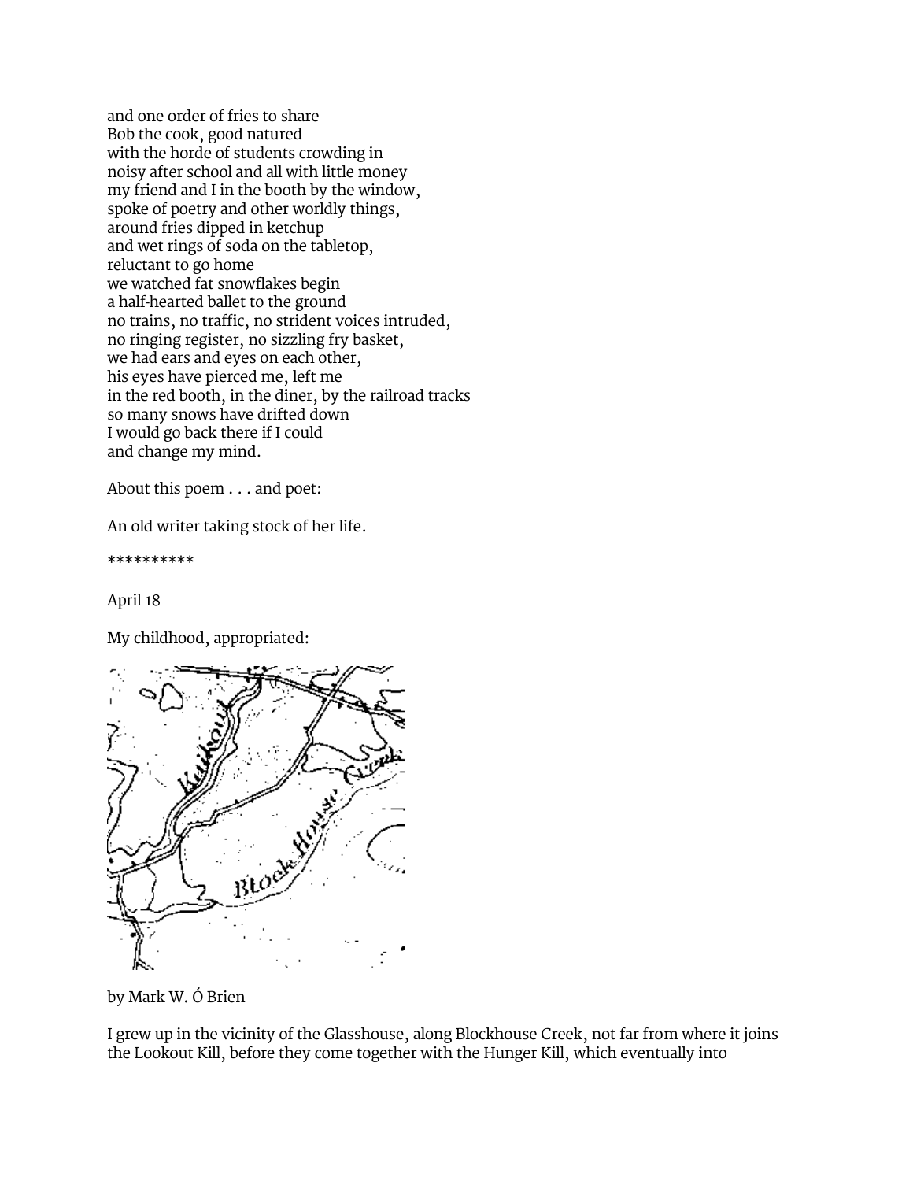and one order of fries to share
Bob the cook, good natured
with the horde of students crowding in
noisy after school and all with little money
my friend and I in the booth by the window,
spoke of poetry and other worldly things,
around fries dipped in ketchup
and wet rings of soda on the tabletop,
reluctant to go home
we watched fat snowflakes begin
a half-hearted ballet to the ground
no trains, no traffic, no strident voices intruded,
no ringing register, no sizzling fry basket,
we had ears and eyes on each other,
his eyes have pierced me, left me
in the red booth, in the diner, by the railroad tracks
so many snows have drifted down
I would go back there if I could
and change my mind.

About this poem . . . and poet:

An old writer taking stock of her life.

**********

April 18

My childhood, appropriated:

by Mark W. Ó Brien

I grew up in the vicinity of the Glasshouse, along Blockhouse Creek, not far from where it joins the Lookout Kill, before they come together with the Hunger Kill, which eventually into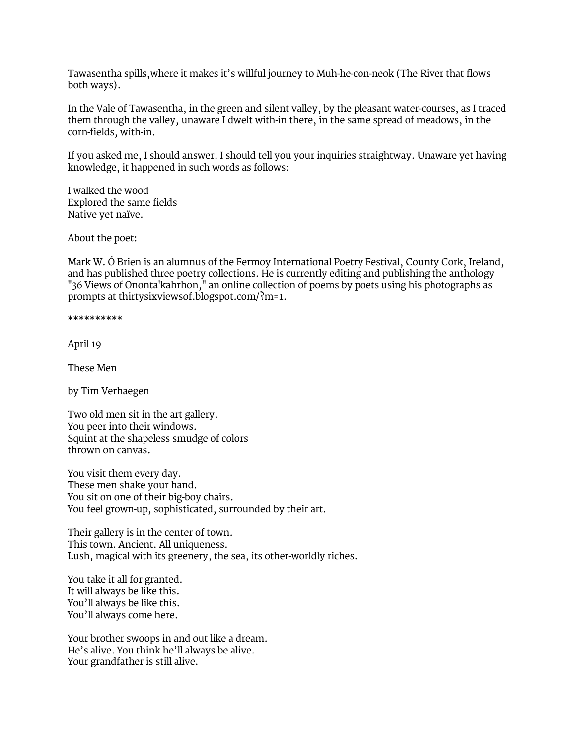Tawasentha spills,where it makes it's willful journey to Muh-he-con-neok (The River that flows both ways).

In the Vale of Tawasentha, in the green and silent valley, by the pleasant water-courses, as I traced them through the valley, unaware I dwelt with-in there, in the same spread of meadows, in the corn-fields, with-in.

If you asked me, I should answer. I should tell you your inquiries straightway. Unaware yet having knowledge, it happened in such words as follows:

I walked the wood  
Explored the same fields  
Native yet naïve.

About the poet:

Mark W. Ó Brien is an alumnus of the Fermoy International Poetry Festival, County Cork, Ireland, and has published three poetry collections. He is currently editing and publishing the anthology "36 Views of Onont'kahrhon," an online collection of poems by poets using his photographs as prompts at thirtysixviewsof.blogspot.com/?m=1.

**********

April 19

These Men

by Tim Verhaegen

Two old men sit in the art gallery.  
You peer into their windows.  
Squint at the shapeless smudge of colors  
thrown on canvas.

You visit them every day.  
These men shake your hand.  
You sit on one of their big-boy chairs.  
You feel grown-up, sophisticated, surrounded by their art.

Their gallery is in the center of town.  
This town. Ancient. All uniqueness.  
Lush, magical with its greenery, the sea, its other-worldly riches.

You take it all for granted.  
It will always be like this.  
You'll always be like this.  
You'll always come here.

Your brother swoops in and out like a dream.  
He's alive. You think he'll always be alive.  
Your grandfather is still alive.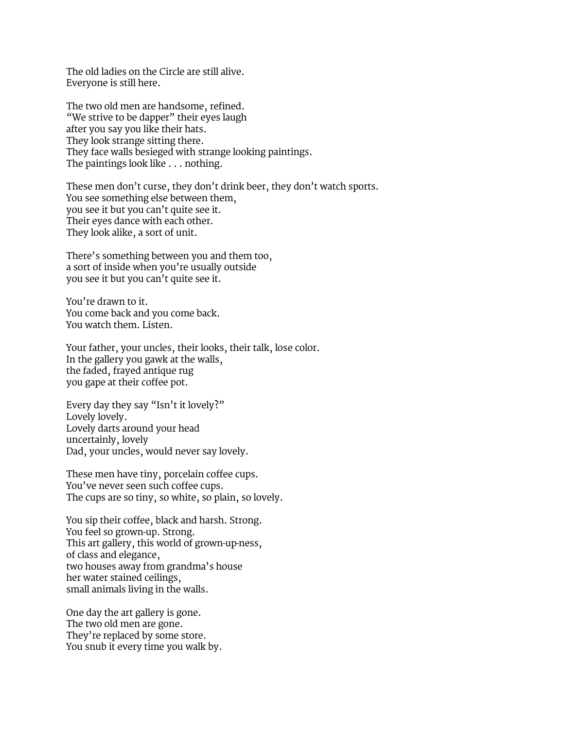The old ladies on the Circle are still alive.  
Everyone is still here.

The two old men are handsome, refined.  
"We strive to be dapper" their eyes laugh  
after you say you like their hats.  
They look strange sitting there.  
They face walls besieged with strange looking paintings.  
The paintings look like . . . nothing.

These men don't curse, they don't drink beer, they don't watch sports.  
You see something else between them,  
you see it but you can't quite see it.  
Their eyes dance with each other.  
They look alike, a sort of unit.

There's something between you and them too,  
a sort of inside when you're usually outside  
you see it but you can't quite see it.

You're drawn to it.  
You come back and you come back.  
You watch them. Listen.

Your father, your uncles, their looks, their talk, lose color.  
In the gallery you gawk at the walls,  
the faded, frayed antique rug  
you gape at their coffee pot.

Every day they say "Isn't it lovely?"  
Lovely lovely.  
Lovely darts around your head  
uncertainly, lovely  
Dad, your uncles, would never say lovely.

These men have tiny, porcelain coffee cups.  
You've never seen such coffee cups.  
The cups are so tiny, so white, so plain, so lovely.

You sip their coffee, black and harsh. Strong.  
You feel so grown-up. Strong.  
This art gallery, this world of grown-up-ness,  
of class and elegance,  
two houses away from grandma's house  
her water stained ceilings,  
small animals living in the walls.

One day the art gallery is gone.  
The two old men are gone.  
They're replaced by some store.  
You snub it every time you walk by.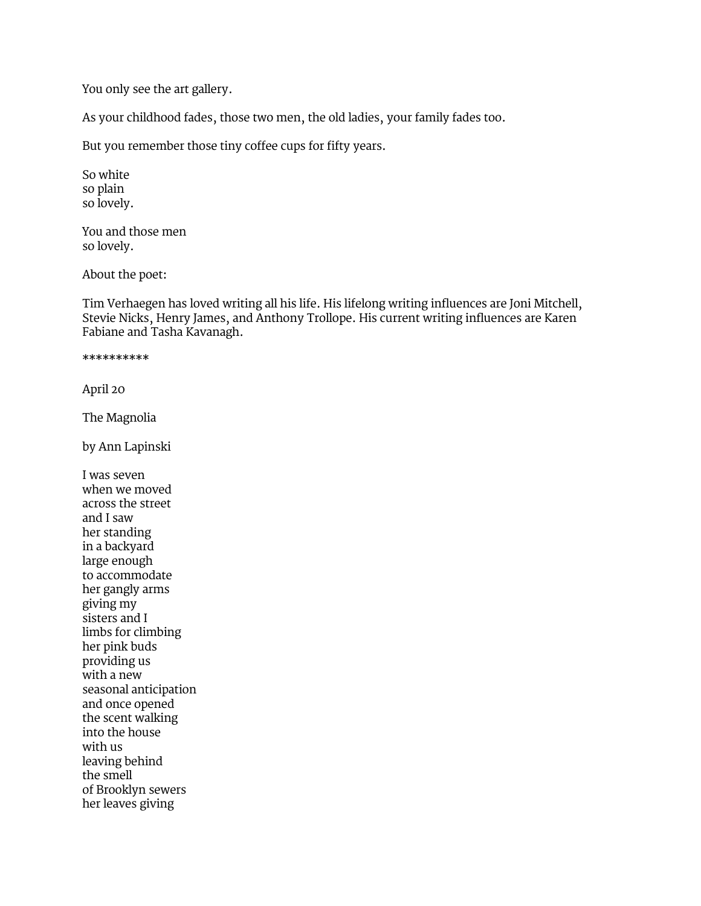You only see the art gallery.

As your childhood fades, those two men, the old ladies, your family fades too.

But you remember those tiny coffee cups for fifty years.

So white  
so plain  
so lovely.

You and those men  
so lovely.

About the poet:

Tim Verhaegen has loved writing all his life. His lifelong writing influences are Joni Mitchell, Stevie Nicks, Henry James, and Anthony Trollope. His current writing influences are Karen Fabiane and Tasha Kavanagh.

**********

April 20

The Magnolia

by Ann Lapinski

I was seven  
when we moved  
across the street  
and I saw  
her standing  
in a backyard  
large enough  
to accommodate  
her gangly arms  
giving my  
sisters and I  
limbs for climbing  
her pink buds  
providing us  
with a new  
seasonal anticipation  
and once opened  
the scent walking  
into the house  
with us  
leaving behind  
the smell  
of Brooklyn sewers  
her leaves giving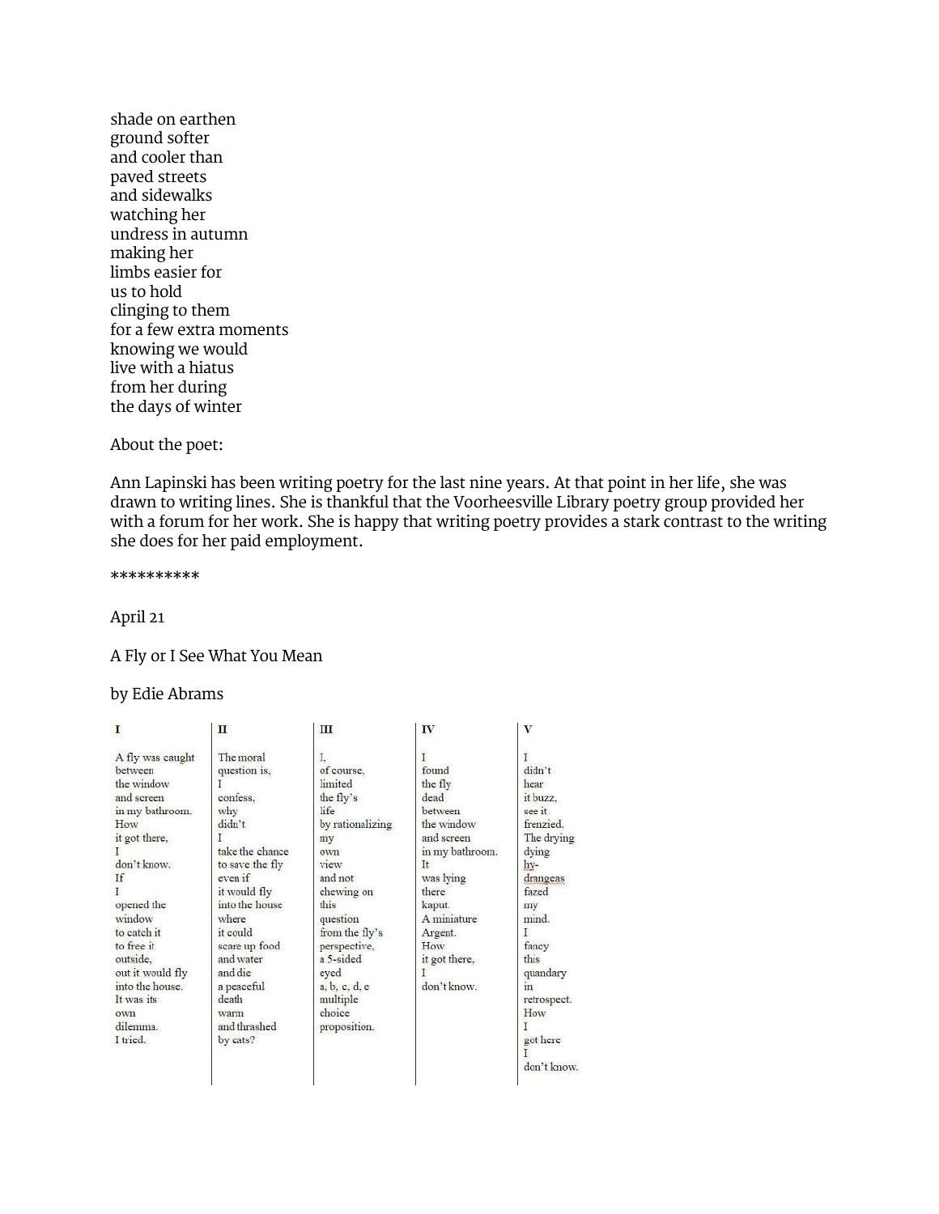shade on earthen
ground softer
and cooler than
paved streets
and sidewalks
watching her
undress in autumn
making her
limbs easier for
us to hold
clinging to them
for a few extra moments
knowing we would
live with a hiatus
from her during
the days of winter

About the poet:

Ann Lapinski has been writing poetry for the last nine years. At that point in her life, she was drawn to writing lines. She is thankful that the Voorheesville Library poetry group provided her with a forum for her work. She is happy that writing poetry provides a stark contrast to the writing she does for her paid employment.

**********

April 21

A Fly or I See What You Mean

by Edie Abrams

**I**

A fly was caught
between
the window
and screen
in my bathroom.
How
it got there,
I
don't know.
If
I
opened the
window
to catch it
to free it
outside,
out it would fly
into the house.
It was its
own
dilemma.
I tried.

**II**

The moral
question is,
I
confess,
why
didn't
I
take the chance
to save the fly
even if
it would fly
into the house
where
it could
scare up food
and water
and die
a peaceful
death
warm
and thrashed
by cats?

**III**

I,
of course,
limited
the fly's
life
by rationalizing
my
own
view
and not
chewing on
this
question
from the fly's
perspective,
a 5-sided
eyed
a, b, c, d, e
multiple
choice
proposition.

**IV**

I
found
the fly
dead
between
the window
and screen
in my bathroom.
It
was lying
there
kaput.
A miniature
Argent.
How
it got there,
I
don't know.

**V**

I
didn't
hear
it buzz,
see it
frenzied.
The drying
dying
hy-
drangeas
fazed
my
mind.
I
fancy
this
quandary
in
retrospect.
How
I
got here
I
don't know.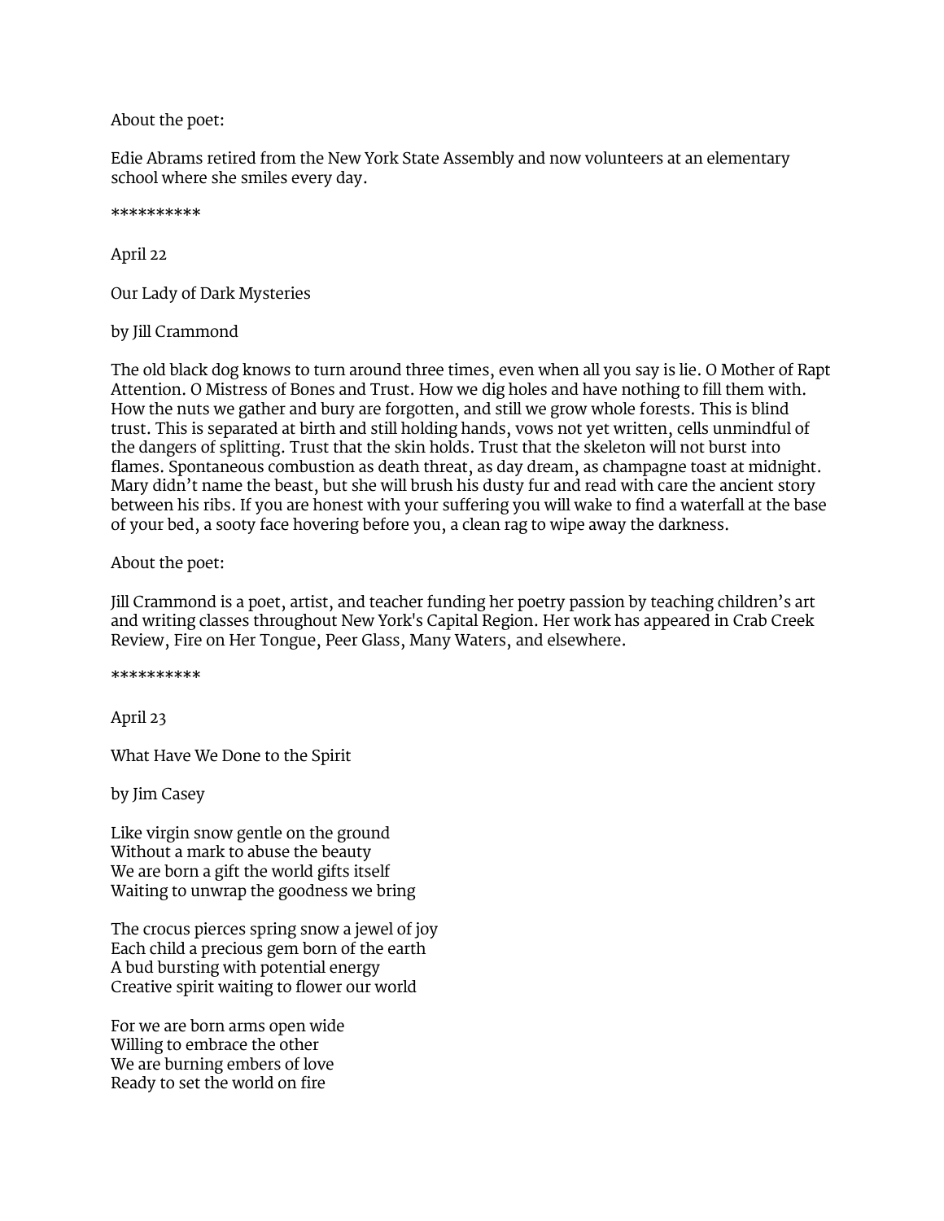About the poet:

Edie Abrams retired from the New York State Assembly and now volunteers at an elementary school where she smiles every day.

**********

April 22

Our Lady of Dark Mysteries

by Jill Crammond

The old black dog knows to turn around three times, even when all you say is lie. O Mother of Rapt Attention. O Mistress of Bones and Trust. How we dig holes and have nothing to fill them with. How the nuts we gather and bury are forgotten, and still we grow whole forests. This is blind trust. This is separated at birth and still holding hands, vows not yet written, cells unmindful of the dangers of splitting. Trust that the skin holds. Trust that the skeleton will not burst into flames. Spontaneous combustion as death threat, as day dream, as champagne toast at midnight. Mary didn't name the beast, but she will brush his dusty fur and read with care the ancient story between his ribs. If you are honest with your suffering you will wake to find a waterfall at the base of your bed, a sooty face hovering before you, a clean rag to wipe away the darkness.

About the poet:

Jill Crammond is a poet, artist, and teacher funding her poetry passion by teaching children's art and writing classes throughout New York's Capital Region. Her work has appeared in Crab Creek Review, Fire on Her Tongue, Peer Glass, Many Waters, and elsewhere.

**********

April 23

What Have We Done to the Spirit

by Jim Casey

Like virgin snow gentle on the ground
Without a mark to abuse the beauty
We are born a gift the world gifts itself
Waiting to unwrap the goodness we bring

The crocus pierces spring snow a jewel of joy
Each child a precious gem born of the earth
A bud bursting with potential energy
Creative spirit waiting to flower our world

For we are born arms open wide
Willing to embrace the other
We are burning embers of love
Ready to set the world on fire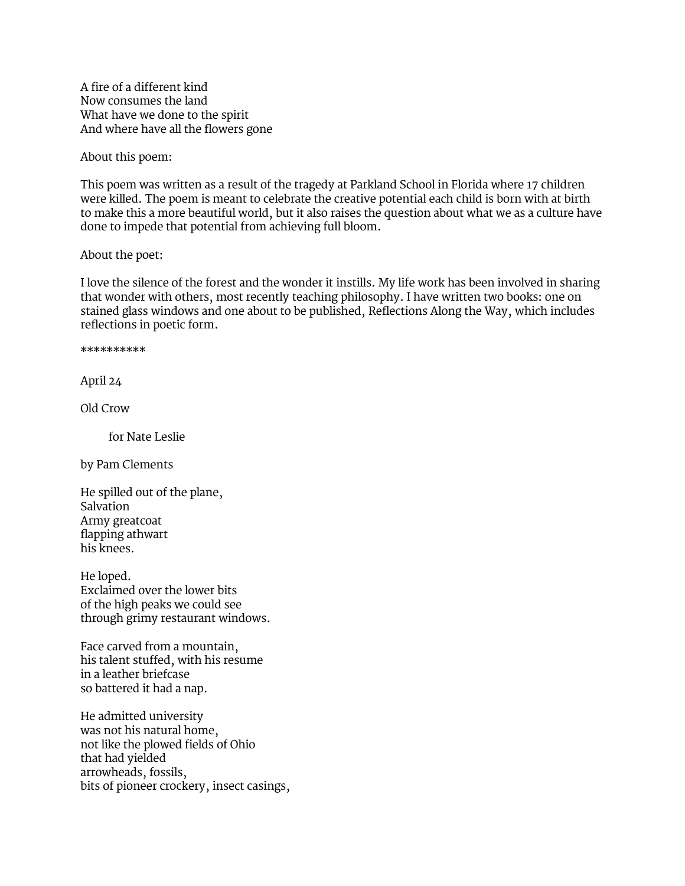A fire of a different kind  
Now consumes the land  
What have we done to the spirit  
And where have all the flowers gone

About this poem:

This poem was written as a result of the tragedy at Parkland School in Florida where 17 children were killed. The poem is meant to celebrate the creative potential each child is born with at birth to make this a more beautiful world, but it also raises the question about what we as a culture have done to impede that potential from achieving full bloom.

About the poet:

I love the silence of the forest and the wonder it instills. My life work has been involved in sharing that wonder with others, most recently teaching philosophy. I have written two books: one on stained glass windows and one about to be published, Reflections Along the Way, which includes reflections in poetic form.

**********

April 24

Old Crow

for Nate Leslie

by Pam Clements

He spilled out of the plane,  
Salvation  
Army greatcoat  
flapping athwart  
his knees.

He loped.  
Exclaimed over the lower bits  
of the high peaks we could see  
through grimy restaurant windows.

Face carved from a mountain,  
his talent stuffed, with his resume  
in a leather briefcase  
so battered it had a nap.

He admitted university  
was not his natural home,  
not like the plowed fields of Ohio  
that had yielded  
arrowheads, fossils,  
bits of pioneer crockery, insect casings,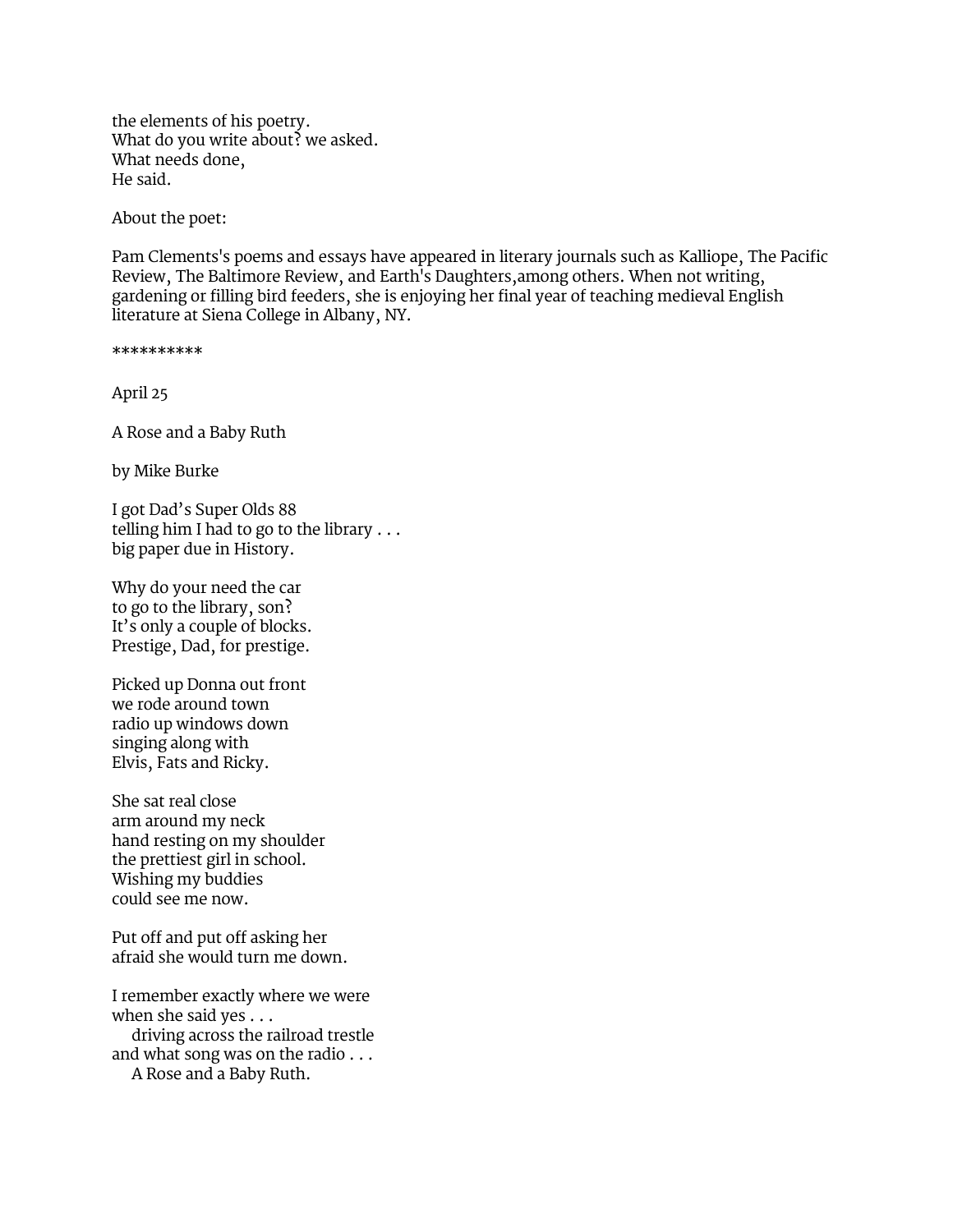the elements of his poetry.  
What do you write about? we asked.  
What needs done,  
He said.

About the poet:

Pam Clements's poems and essays have appeared in literary journals such as Kalliope, The Pacific Review, The Baltimore Review, and Earth's Daughters,among others. When not writing, gardening or filling bird feeders, she is enjoying her final year of teaching medieval English literature at Siena College in Albany, NY.

**********

April 25

A Rose and a Baby Ruth

by Mike Burke

I got Dad's Super Olds 88  
telling him I had to go to the library . . .  
big paper due in History.

Why do your need the car  
to go to the library, son?  
It's only a couple of blocks.  
Prestige, Dad, for prestige.

Picked up Donna out front  
we rode around town  
radio up windows down  
singing along with  
Elvis, Fats and Ricky.

She sat real close  
arm around my neck  
hand resting on my shoulder  
the prettiest girl in school.  
Wishing my buddies  
could see me now.

Put off and put off asking her  
afraid she would turn me down.

I remember exactly where we were  
when she said yes . . .  
&nbsp;&nbsp;&nbsp;&nbsp;driving across the railroad trestle  
and what song was on the radio . . .  
&nbsp;&nbsp;&nbsp;&nbsp;A Rose and a Baby Ruth.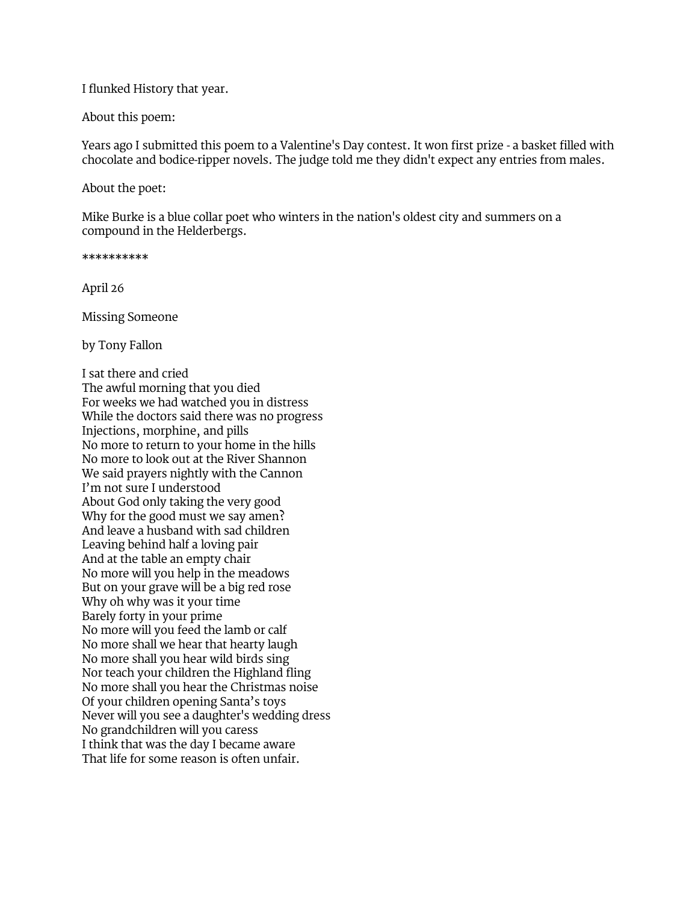I flunked History that year.

About this poem:

Years ago I submitted this poem to a Valentine's Day contest. It won first prize - a basket filled with chocolate and bodice-ripper novels. The judge told me they didn't expect any entries from males.

About the poet:

Mike Burke is a blue collar poet who winters in the nation's oldest city and summers on a compound in the Helderbergs.

**********

April 26

Missing Someone

by Tony Fallon

I sat there and cried  
The awful morning that you died  
For weeks we had watched you in distress  
While the doctors said there was no progress  
Injections, morphine, and pills  
No more to return to your home in the hills  
No more to look out at the River Shannon  
We said prayers nightly with the Cannon  
I'm not sure I understood  
About God only taking the very good  
Why for the good must we say amen?  
And leave a husband with sad children  
Leaving behind half a loving pair  
And at the table an empty chair  
No more will you help in the meadows  
But on your grave will be a big red rose  
Why oh why was it your time  
Barely forty in your prime  
No more will you feed the lamb or calf  
No more shall we hear that hearty laugh  
No more shall you hear wild birds sing  
Nor teach your children the Highland fling  
No more shall you hear the Christmas noise  
Of your children opening Santa's toys  
Never will you see a daughter's wedding dress  
No grandchildren will you caress  
I think that was the day I became aware  
That life for some reason is often unfair.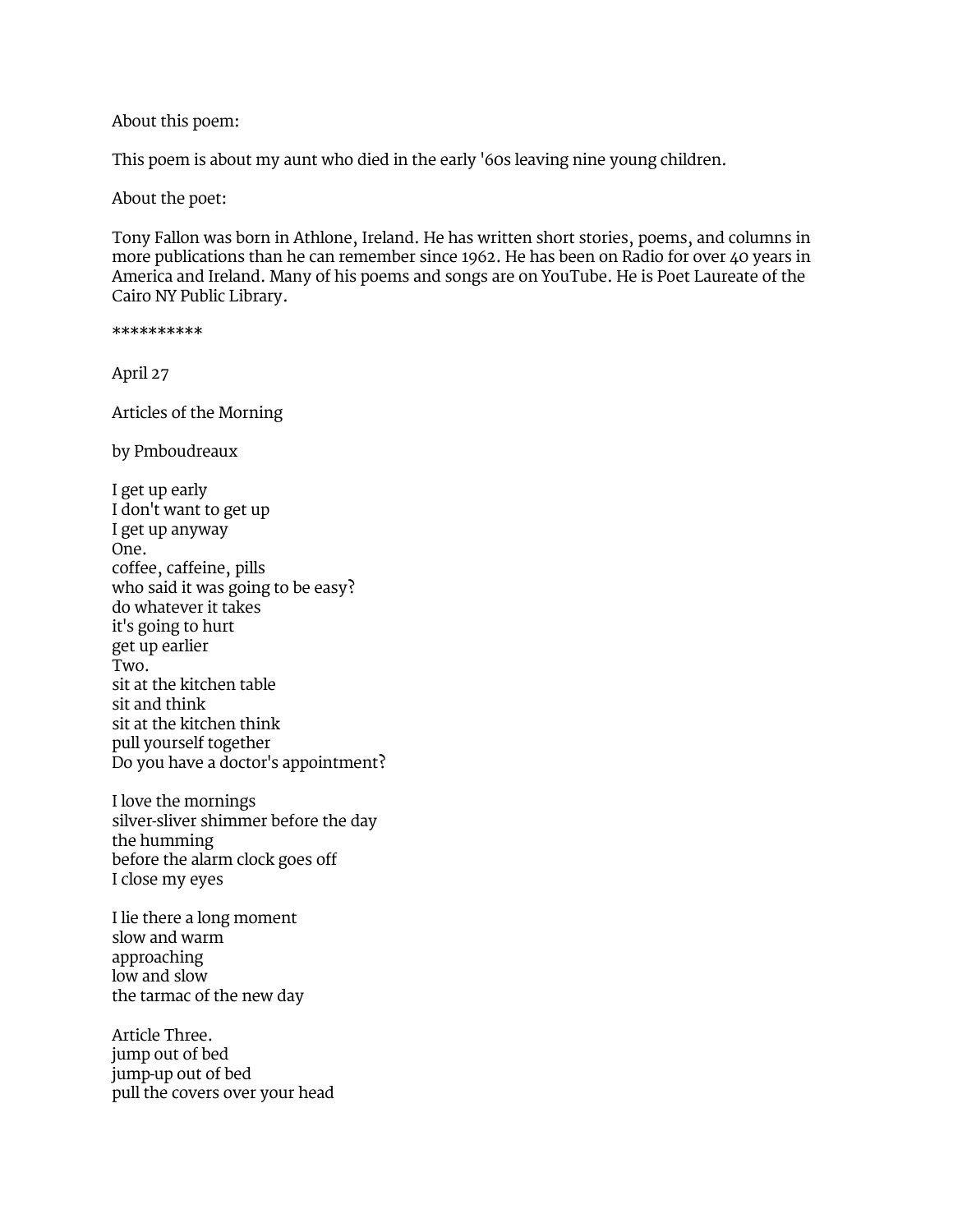About this poem:

This poem is about my aunt who died in the early '60s leaving nine young children.

About the poet:

Tony Fallon was born in Athlone, Ireland. He has written short stories, poems, and columns in more publications than he can remember since 1962. He has been on Radio for over 40 years in America and Ireland. Many of his poems and songs are on YouTube. He is Poet Laureate of the Cairo NY Public Library.

**********

April 27

Articles of the Morning

by Pmboudreaux

I get up early
I don't want to get up
I get up anyway
One.
coffee, caffeine, pills
who said it was going to be easy?
do whatever it takes
it's going to hurt
get up earlier
Two.
sit at the kitchen table
sit and think
sit at the kitchen think
pull yourself together
Do you have a doctor's appointment?

I love the mornings
silver-sliver shimmer before the day
the humming
before the alarm clock goes off
I close my eyes

I lie there a long moment
slow and warm
approaching
low and slow
the tarmac of the new day

Article Three.
jump out of bed
jump-up out of bed
pull the covers over your head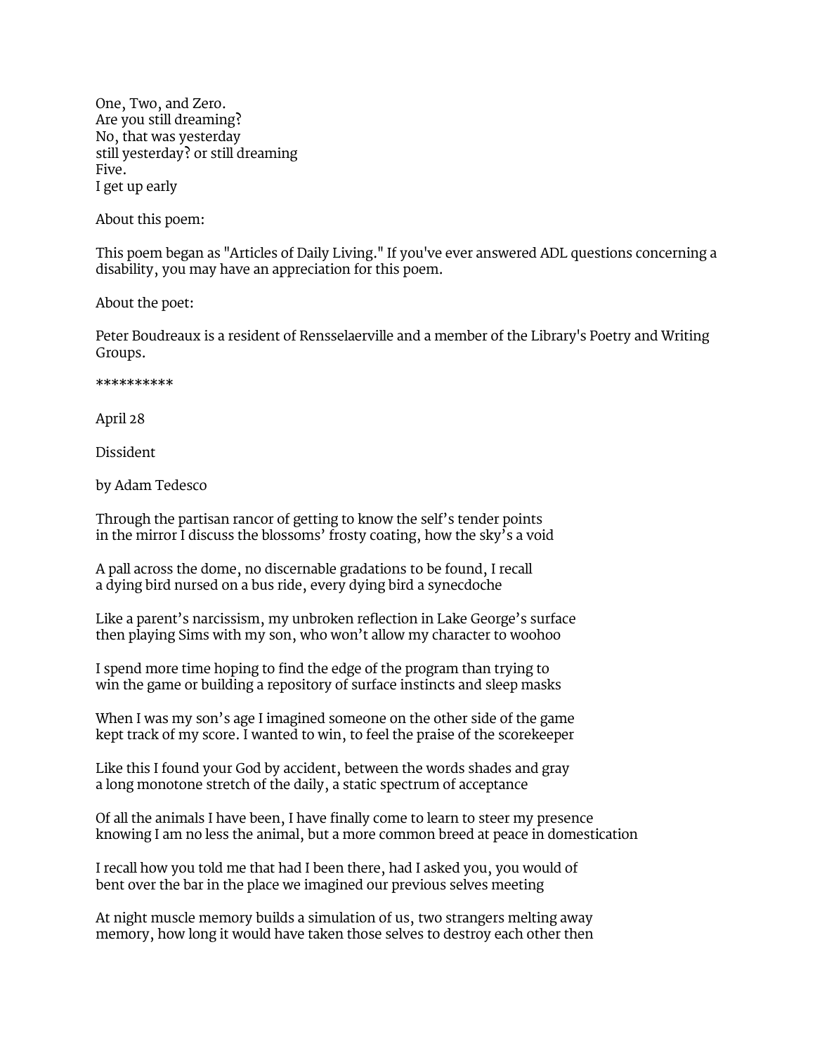One, Two, and Zero.  
Are you still dreaming?  
No, that was yesterday  
still yesterday? or still dreaming  
Five.  
I get up early

About this poem:

This poem began as "Articles of Daily Living." If you've ever answered ADL questions concerning a disability, you may have an appreciation for this poem.

About the poet:

Peter Boudreaux is a resident of Rensselaerville and a member of the Library's Poetry and Writing Groups.

**********

April 28

Dissident

by Adam Tedesco

Through the partisan rancor of getting to know the self's tender points  
in the mirror I discuss the blossoms' frosty coating, how the sky's a void

A pall across the dome, no discernable gradations to be found, I recall  
a dying bird nursed on a bus ride, every dying bird a synecdoche

Like a parent's narcissism, my unbroken reflection in Lake George's surface  
then playing Sims with my son, who won't allow my character to woohoo

I spend more time hoping to find the edge of the program than trying to  
win the game or building a repository of surface instincts and sleep masks

When I was my son's age I imagined someone on the other side of the game  
kept track of my score. I wanted to win, to feel the praise of the scorekeeper

Like this I found your God by accident, between the words shades and gray  
a long monotone stretch of the daily, a static spectrum of acceptance

Of all the animals I have been, I have finally come to learn to steer my presence  
knowing I am no less the animal, but a more common breed at peace in domestication

I recall how you told me that had I been there, had I asked you, you would of  
bent over the bar in the place we imagined our previous selves meeting

At night muscle memory builds a simulation of us, two strangers melting away  
memory, how long it would have taken those selves to destroy each other then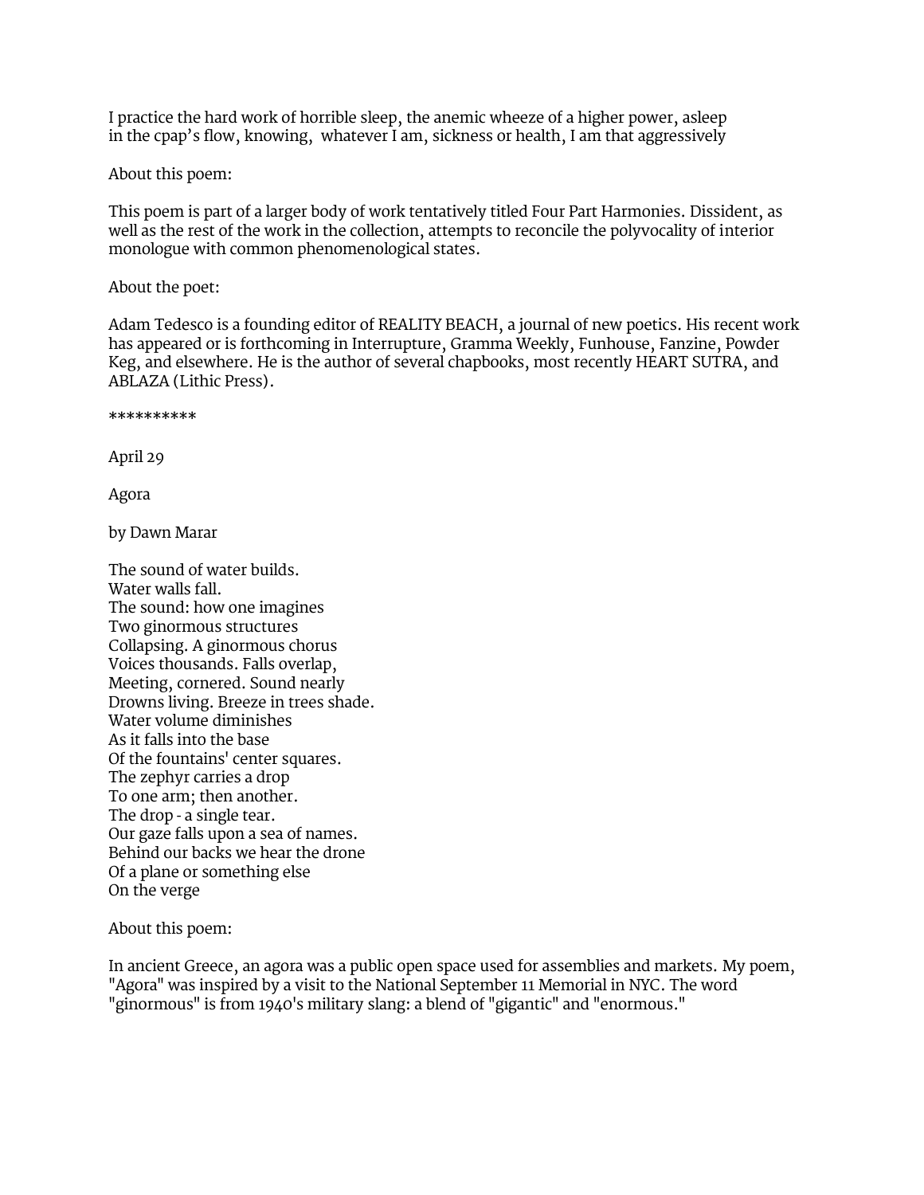I practice the hard work of horrible sleep, the anemic wheeze of a higher power, asleep
in the cpap's flow, knowing, whatever I am, sickness or health, I am that aggressively

About this poem:

This poem is part of a larger body of work tentatively titled Four Part Harmonies. Dissident, as well as the rest of the work in the collection, attempts to reconcile the polyvocality of interior monologue with common phenomenological states.

About the poet:

Adam Tedesco is a founding editor of REALITY BEACH, a journal of new poetics. His recent work has appeared or is forthcoming in Interrupture, Gramma Weekly, Funhouse, Fanzine, Powder Keg, and elsewhere. He is the author of several chapbooks, most recently HEART SUTRA, and ABLAZA (Lithic Press).

**********

April 29

Agora

by Dawn Marar

The sound of water builds.  
Water walls fall.  
The sound: how one imagines  
Two ginormous structures  
Collapsing. A ginormous chorus  
Voices thousands. Falls overlap,  
Meeting, cornered. Sound nearly  
Drowns living. Breeze in trees shade.  
Water volume diminishes  
As it falls into the base  
Of the fountains' center squares.  
The zephyr carries a drop  
To one arm; then another.  
The drop - a single tear.  
Our gaze falls upon a sea of names.  
Behind our backs we hear the drone  
Of a plane or something else  
On the verge

About this poem:

In ancient Greece, an agora was a public open space used for assemblies and markets. My poem, "Agora" was inspired by a visit to the National September 11 Memorial in NYC. The word "ginormous" is from 1940's military slang: a blend of "gigantic" and "enormous."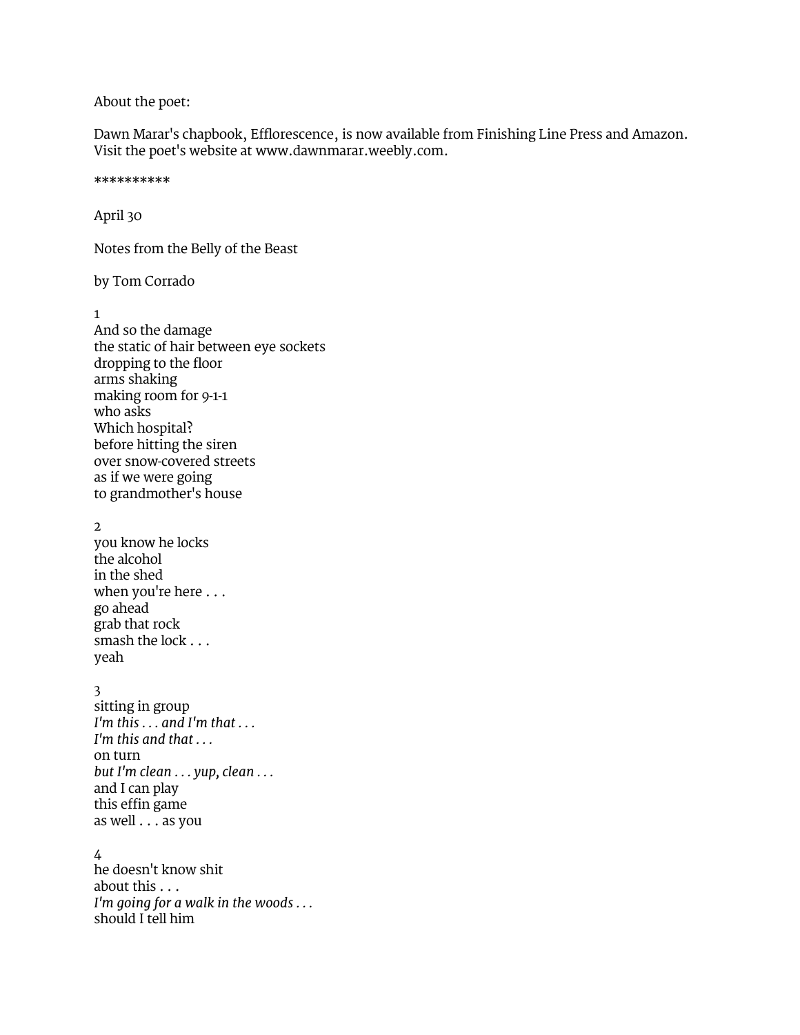About the poet:

Dawn Marar's chapbook, Efflorescence, is now available from Finishing Line Press and Amazon. Visit the poet's website at www.dawnmarar.weebly.com.

**********

April 30

Notes from the Belly of the Beast

by Tom Corrado

1
And so the damage
the static of hair between eye sockets
dropping to the floor
arms shaking
making room for 9-1-1
who asks
Which hospital?
before hitting the siren
over snow-covered streets
as if we were going
to grandmother's house

2
you know he locks
the alcohol
in the shed
when you're here . . .
go ahead
grab that rock
smash the lock . . .
yeah

3
sitting in group
*I'm this . . . and I'm that . . .*
*I'm this and that . . .*
on turn
*but I'm clean . . . yup, clean . . .*
and I can play
this effin game
as well . . . as you

4
he doesn't know shit
about this . . .
*I'm going for a walk in the woods . . .*
should I tell him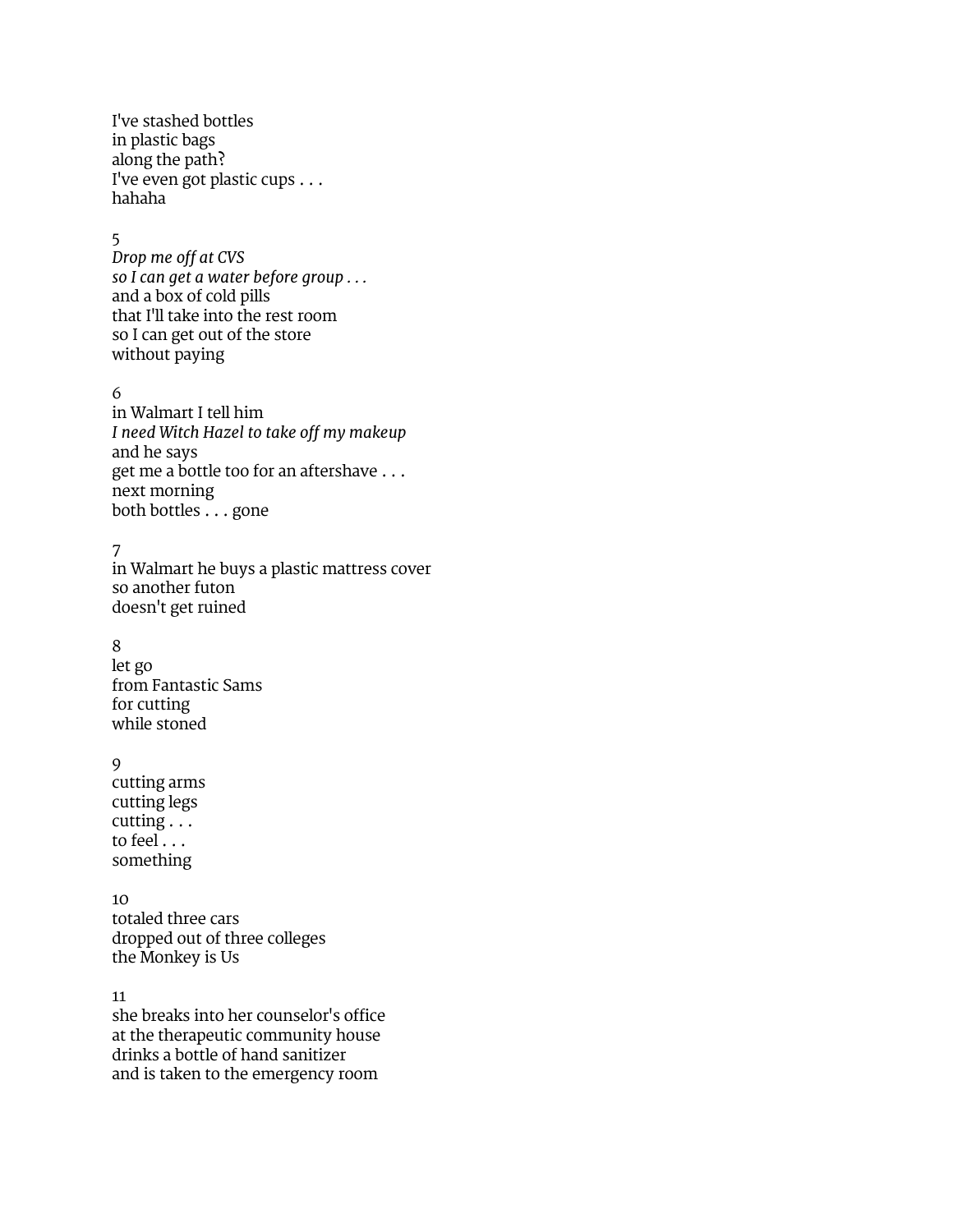I've stashed bottles
in plastic bags
along the path?
I've even got plastic cups . . .
hahaha

5
*Drop me off at CVS*
*so I can get a water before group . . .*
and a box of cold pills
that I'll take into the rest room
so I can get out of the store
without paying

6
in Walmart I tell him
*I need Witch Hazel to take off my makeup*
and he says
get me a bottle too for an aftershave . . .
next morning
both bottles . . . gone

7
in Walmart he buys a plastic mattress cover
so another futon
doesn't get ruined

8
let go
from Fantastic Sams
for cutting
while stoned

9
cutting arms
cutting legs
cutting . . .
to feel . . .
something

10
totaled three cars
dropped out of three colleges
the Monkey is Us

11
she breaks into her counselor's office
at the therapeutic community house
drinks a bottle of hand sanitizer
and is taken to the emergency room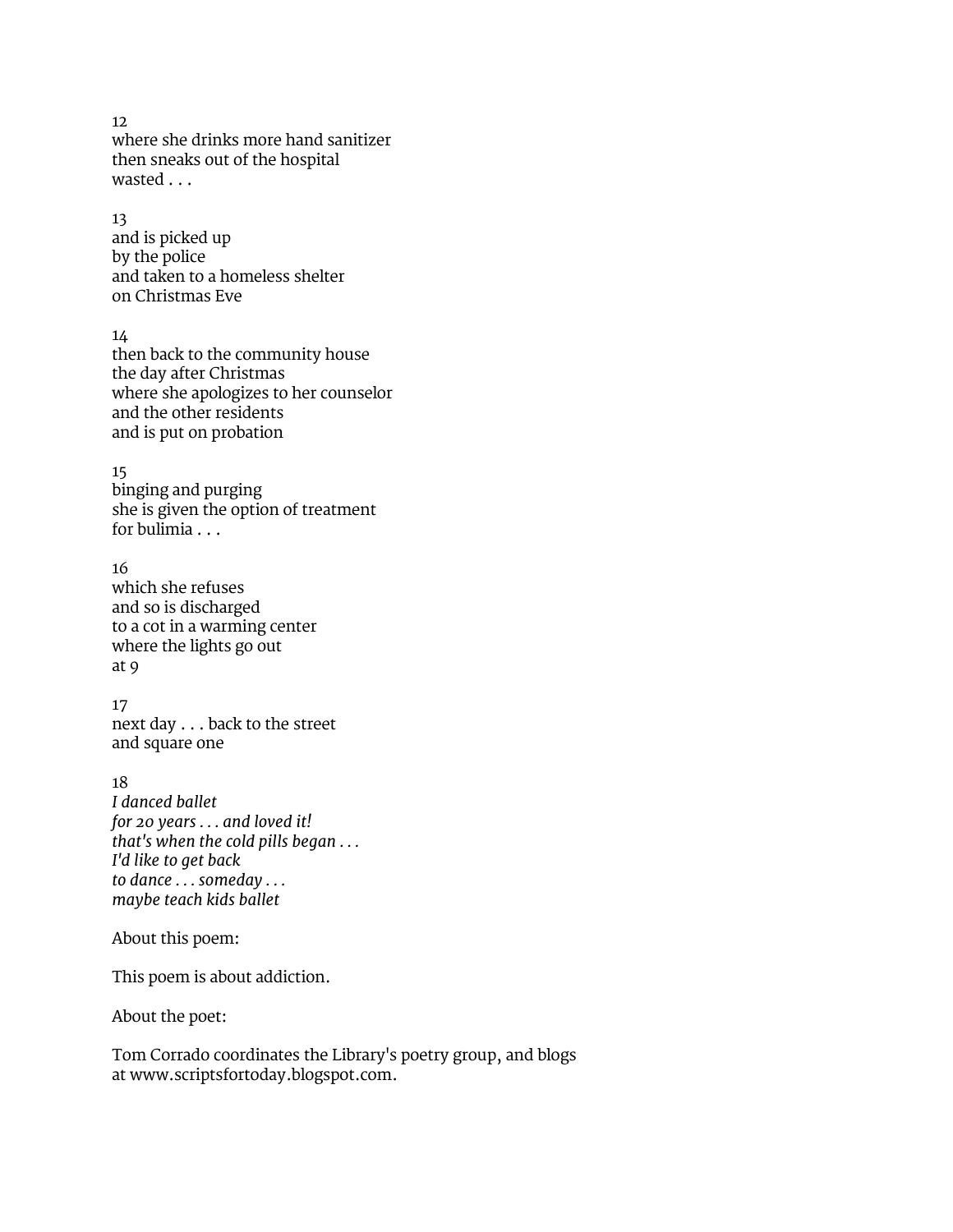12
where she drinks more hand sanitizer
then sneaks out of the hospital
wasted . . .

13
and is picked up
by the police
and taken to a homeless shelter
on Christmas Eve

14
then back to the community house
the day after Christmas
where she apologizes to her counselor
and the other residents
and is put on probation

15
binging and purging
she is given the option of treatment
for bulimia . . .

16
which she refuses
and so is discharged
to a cot in a warming center
where the lights go out
at 9

17
next day . . . back to the street
and square one

18
*I danced ballet*
*for 20 years . . . and loved it!*
*that's when the cold pills began . . .*
*I'd like to get back*
*to dance . . . someday . . .*
*maybe teach kids ballet*

About this poem:

This poem is about addiction.

About the poet:

Tom Corrado coordinates the Library's poetry group, and blogs at www.scriptsfortoday.blogspot.com.